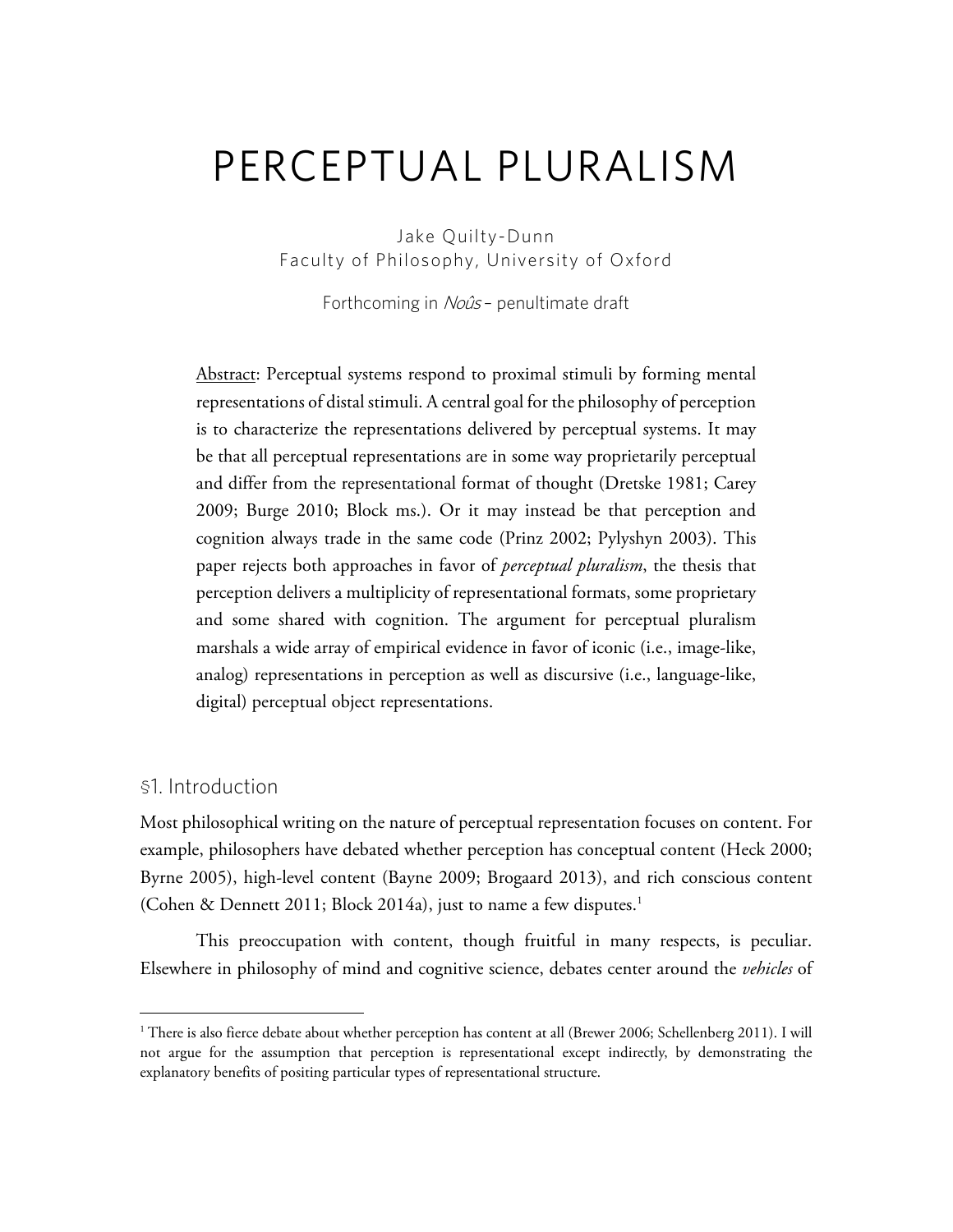# PERCEPTUAL PLURALISM

Jake Quilty-Dunn
Faculty of Philosophy, University of Oxford

Forthcoming in *Noûs* – penultimate draft

Abstract: Perceptual systems respond to proximal stimuli by forming mental representations of distal stimuli. A central goal for the philosophy of perception is to characterize the representations delivered by perceptual systems. It may be that all perceptual representations are in some way proprietarily perceptual and differ from the representational format of thought (Dretske 1981; Carey 2009; Burge 2010; Block ms.). Or it may instead be that perception and cognition always trade in the same code (Prinz 2002; Pylyshyn 2003). This paper rejects both approaches in favor of *perceptual pluralism*, the thesis that perception delivers a multiplicity of representational formats, some proprietary and some shared with cognition. The argument for perceptual pluralism marshals a wide array of empirical evidence in favor of iconic (i.e., image-like, analog) representations in perception as well as discursive (i.e., language-like, digital) perceptual object representations.

## §1. Introduction

Most philosophical writing on the nature of perceptual representation focuses on content. For example, philosophers have debated whether perception has conceptual content (Heck 2000; Byrne 2005), high-level content (Bayne 2009; Brogaard 2013), and rich conscious content (Cohen & Dennett 2011; Block 2014a), just to name a few disputes.[1]

This preoccupation with content, though fruitful in many respects, is peculiar. Elsewhere in philosophy of mind and cognitive science, debates center around the *vehicles* of

[1] There is also fierce debate about whether perception has content at all (Brewer 2006; Schellenberg 2011). I will not argue for the assumption that perception is representational except indirectly, by demonstrating the explanatory benefits of positing particular types of representational structure.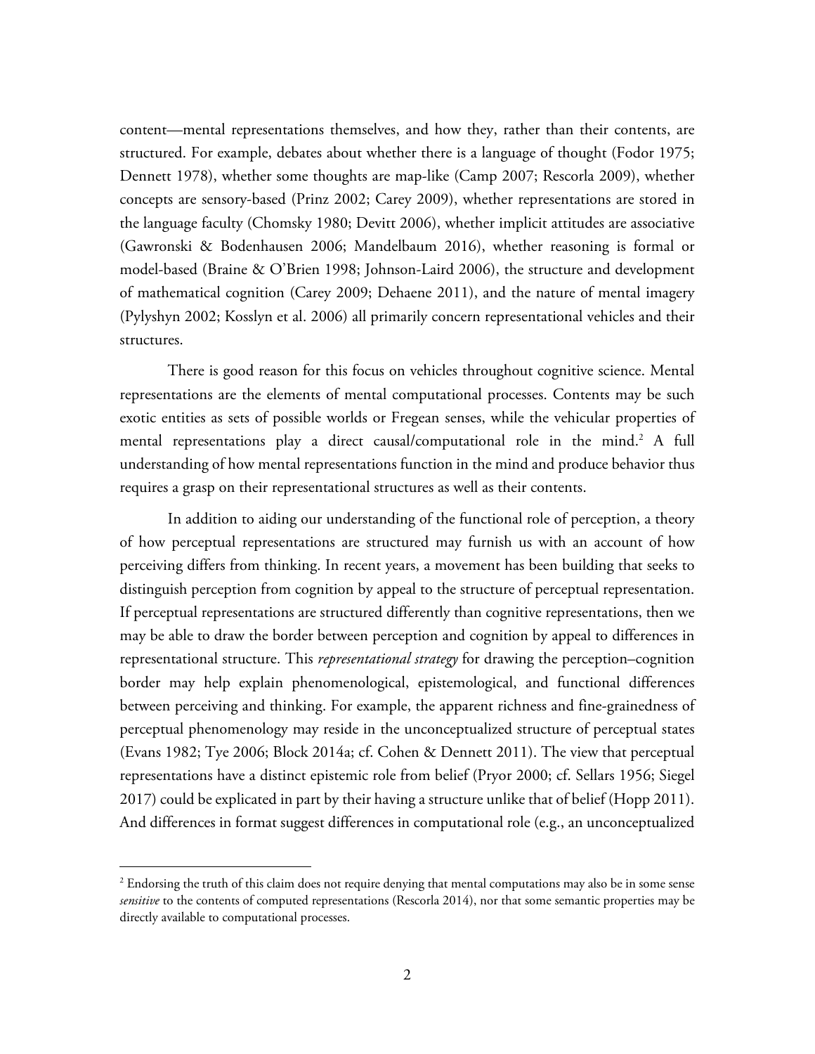content—mental representations themselves, and how they, rather than their contents, are structured. For example, debates about whether there is a language of thought (Fodor 1975; Dennett 1978), whether some thoughts are map-like (Camp 2007; Rescorla 2009), whether concepts are sensory-based (Prinz 2002; Carey 2009), whether representations are stored in the language faculty (Chomsky 1980; Devitt 2006), whether implicit attitudes are associative (Gawronski & Bodenhausen 2006; Mandelbaum 2016), whether reasoning is formal or model-based (Braine & O'Brien 1998; Johnson-Laird 2006), the structure and development of mathematical cognition (Carey 2009; Dehaene 2011), and the nature of mental imagery (Pylyshyn 2002; Kosslyn et al. 2006) all primarily concern representational vehicles and their structures.

There is good reason for this focus on vehicles throughout cognitive science. Mental representations are the elements of mental computational processes. Contents may be such exotic entities as sets of possible worlds or Fregean senses, while the vehicular properties of mental representations play a direct causal/computational role in the mind.[2] A full understanding of how mental representations function in the mind and produce behavior thus requires a grasp on their representational structures as well as their contents.

In addition to aiding our understanding of the functional role of perception, a theory of how perceptual representations are structured may furnish us with an account of how perceiving differs from thinking. In recent years, a movement has been building that seeks to distinguish perception from cognition by appeal to the structure of perceptual representation. If perceptual representations are structured differently than cognitive representations, then we may be able to draw the border between perception and cognition by appeal to differences in representational structure. This *representational strategy* for drawing the perception–cognition border may help explain phenomenological, epistemological, and functional differences between perceiving and thinking. For example, the apparent richness and fine-grainedness of perceptual phenomenology may reside in the unconceptualized structure of perceptual states (Evans 1982; Tye 2006; Block 2014a; cf. Cohen & Dennett 2011). The view that perceptual representations have a distinct epistemic role from belief (Pryor 2000; cf. Sellars 1956; Siegel 2017) could be explicated in part by their having a structure unlike that of belief (Hopp 2011). And differences in format suggest differences in computational role (e.g., an unconceptualized

[2] Endorsing the truth of this claim does not require denying that mental computations may also be in some sense *sensitive* to the contents of computed representations (Rescorla 2014), nor that some semantic properties may be directly available to computational processes.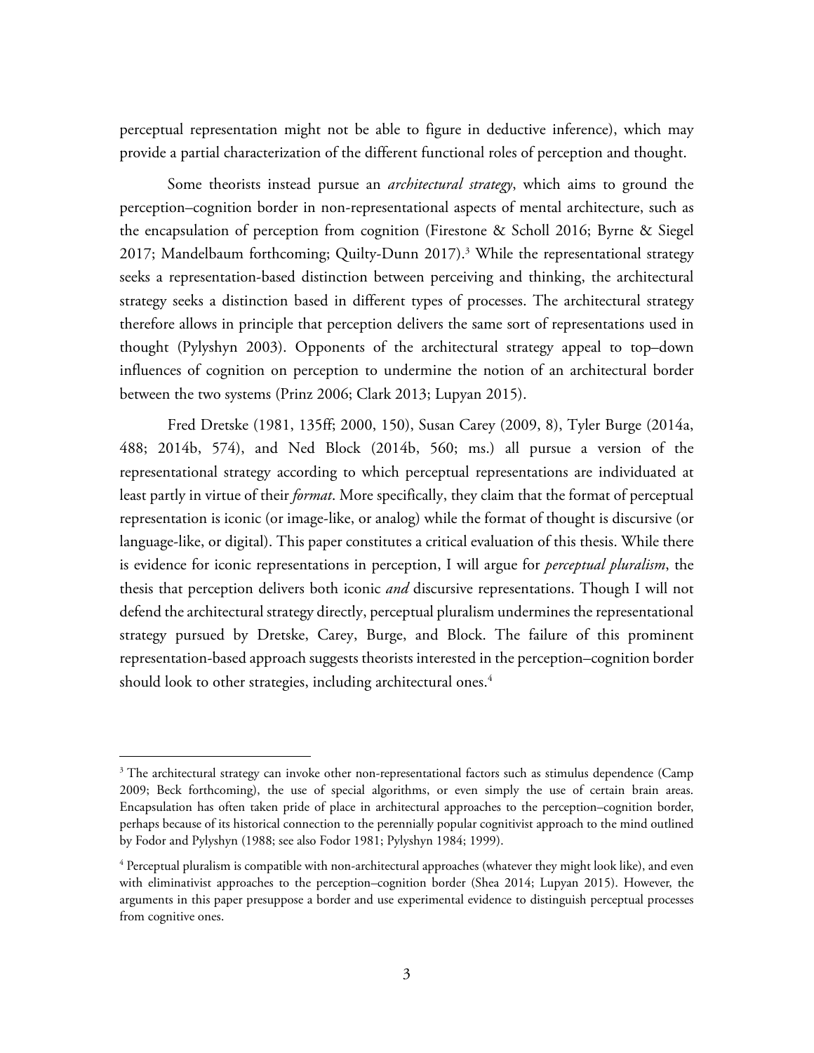perceptual representation might not be able to figure in deductive inference), which may provide a partial characterization of the different functional roles of perception and thought.

Some theorists instead pursue an *architectural strategy*, which aims to ground the perception–cognition border in non-representational aspects of mental architecture, such as the encapsulation of perception from cognition (Firestone & Scholl 2016; Byrne & Siegel 2017; Mandelbaum forthcoming; Quilty-Dunn 2017).[3] While the representational strategy seeks a representation-based distinction between perceiving and thinking, the architectural strategy seeks a distinction based in different types of processes. The architectural strategy therefore allows in principle that perception delivers the same sort of representations used in thought (Pylyshyn 2003). Opponents of the architectural strategy appeal to top–down influences of cognition on perception to undermine the notion of an architectural border between the two systems (Prinz 2006; Clark 2013; Lupyan 2015).

Fred Dretske (1981, 135ff; 2000, 150), Susan Carey (2009, 8), Tyler Burge (2014a, 488; 2014b, 574), and Ned Block (2014b, 560; ms.) all pursue a version of the representational strategy according to which perceptual representations are individuated at least partly in virtue of their *format*. More specifically, they claim that the format of perceptual representation is iconic (or image-like, or analog) while the format of thought is discursive (or language-like, or digital). This paper constitutes a critical evaluation of this thesis. While there is evidence for iconic representations in perception, I will argue for *perceptual pluralism*, the thesis that perception delivers both iconic *and* discursive representations. Though I will not defend the architectural strategy directly, perceptual pluralism undermines the representational strategy pursued by Dretske, Carey, Burge, and Block. The failure of this prominent representation-based approach suggests theorists interested in the perception–cognition border should look to other strategies, including architectural ones.[4]

---

[3] The architectural strategy can invoke other non-representational factors such as stimulus dependence (Camp 2009; Beck forthcoming), the use of special algorithms, or even simply the use of certain brain areas. Encapsulation has often taken pride of place in architectural approaches to the perception–cognition border, perhaps because of its historical connection to the perennially popular cognitivist approach to the mind outlined by Fodor and Pylyshyn (1988; see also Fodor 1981; Pylyshyn 1984; 1999).

[4] Perceptual pluralism is compatible with non-architectural approaches (whatever they might look like), and even with eliminativist approaches to the perception–cognition border (Shea 2014; Lupyan 2015). However, the arguments in this paper presuppose a border and use experimental evidence to distinguish perceptual processes from cognitive ones.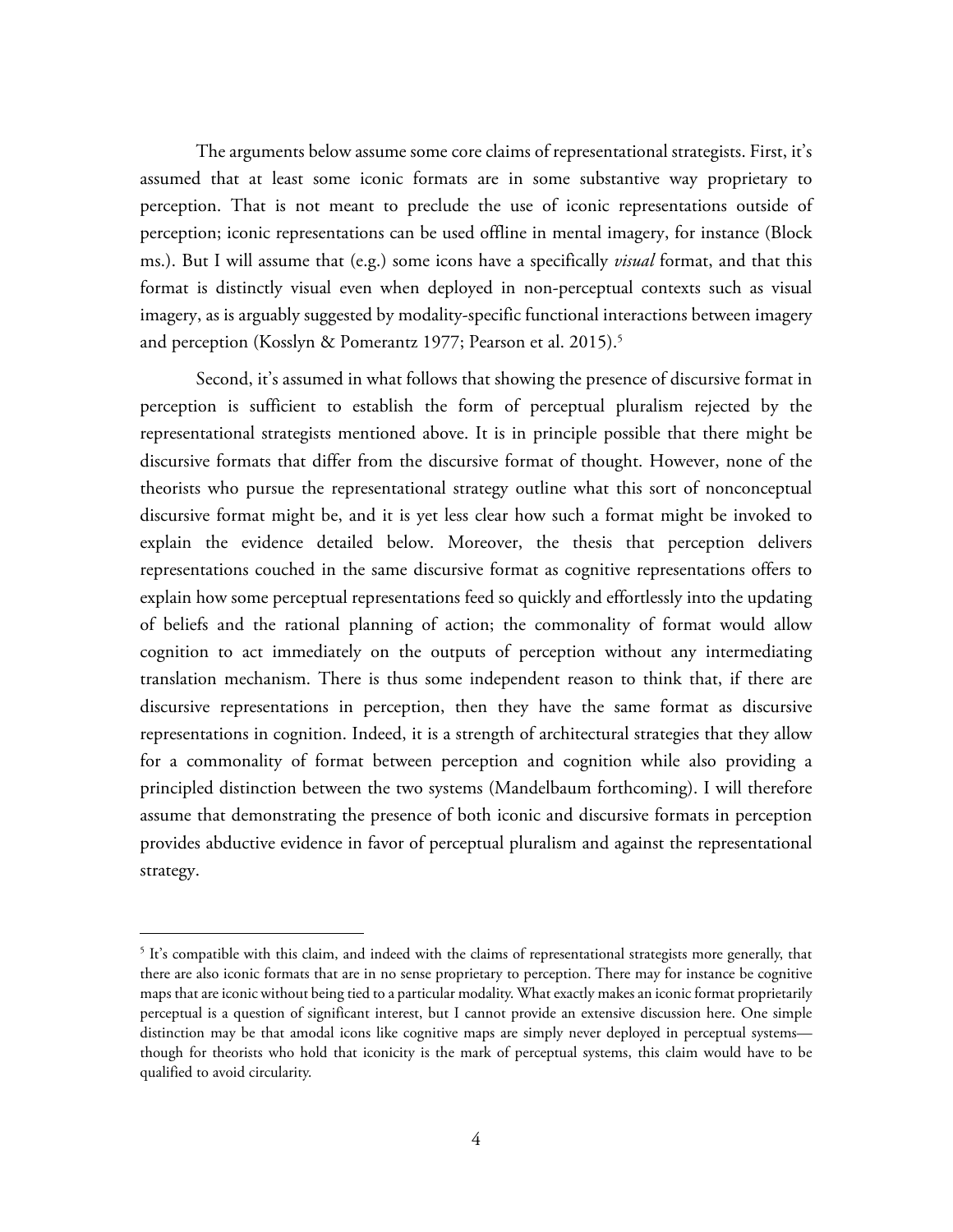The arguments below assume some core claims of representational strategists. First, it's assumed that at least some iconic formats are in some substantive way proprietary to perception. That is not meant to preclude the use of iconic representations outside of perception; iconic representations can be used offline in mental imagery, for instance (Block ms.). But I will assume that (e.g.) some icons have a specifically *visual* format, and that this format is distinctly visual even when deployed in non-perceptual contexts such as visual imagery, as is arguably suggested by modality-specific functional interactions between imagery and perception (Kosslyn & Pomerantz 1977; Pearson et al. 2015).[5]

Second, it's assumed in what follows that showing the presence of discursive format in perception is sufficient to establish the form of perceptual pluralism rejected by the representational strategists mentioned above. It is in principle possible that there might be discursive formats that differ from the discursive format of thought. However, none of the theorists who pursue the representational strategy outline what this sort of nonconceptual discursive format might be, and it is yet less clear how such a format might be invoked to explain the evidence detailed below. Moreover, the thesis that perception delivers representations couched in the same discursive format as cognitive representations offers to explain how some perceptual representations feed so quickly and effortlessly into the updating of beliefs and the rational planning of action; the commonality of format would allow cognition to act immediately on the outputs of perception without any intermediating translation mechanism. There is thus some independent reason to think that, if there are discursive representations in perception, then they have the same format as discursive representations in cognition. Indeed, it is a strength of architectural strategies that they allow for a commonality of format between perception and cognition while also providing a principled distinction between the two systems (Mandelbaum forthcoming). I will therefore assume that demonstrating the presence of both iconic and discursive formats in perception provides abductive evidence in favor of perceptual pluralism and against the representational strategy.

---

[5] It's compatible with this claim, and indeed with the claims of representational strategists more generally, that there are also iconic formats that are in no sense proprietary to perception. There may for instance be cognitive maps that are iconic without being tied to a particular modality. What exactly makes an iconic format proprietarily perceptual is a question of significant interest, but I cannot provide an extensive discussion here. One simple distinction may be that amodal icons like cognitive maps are simply never deployed in perceptual systems—though for theorists who hold that iconicity is the mark of perceptual systems, this claim would have to be qualified to avoid circularity.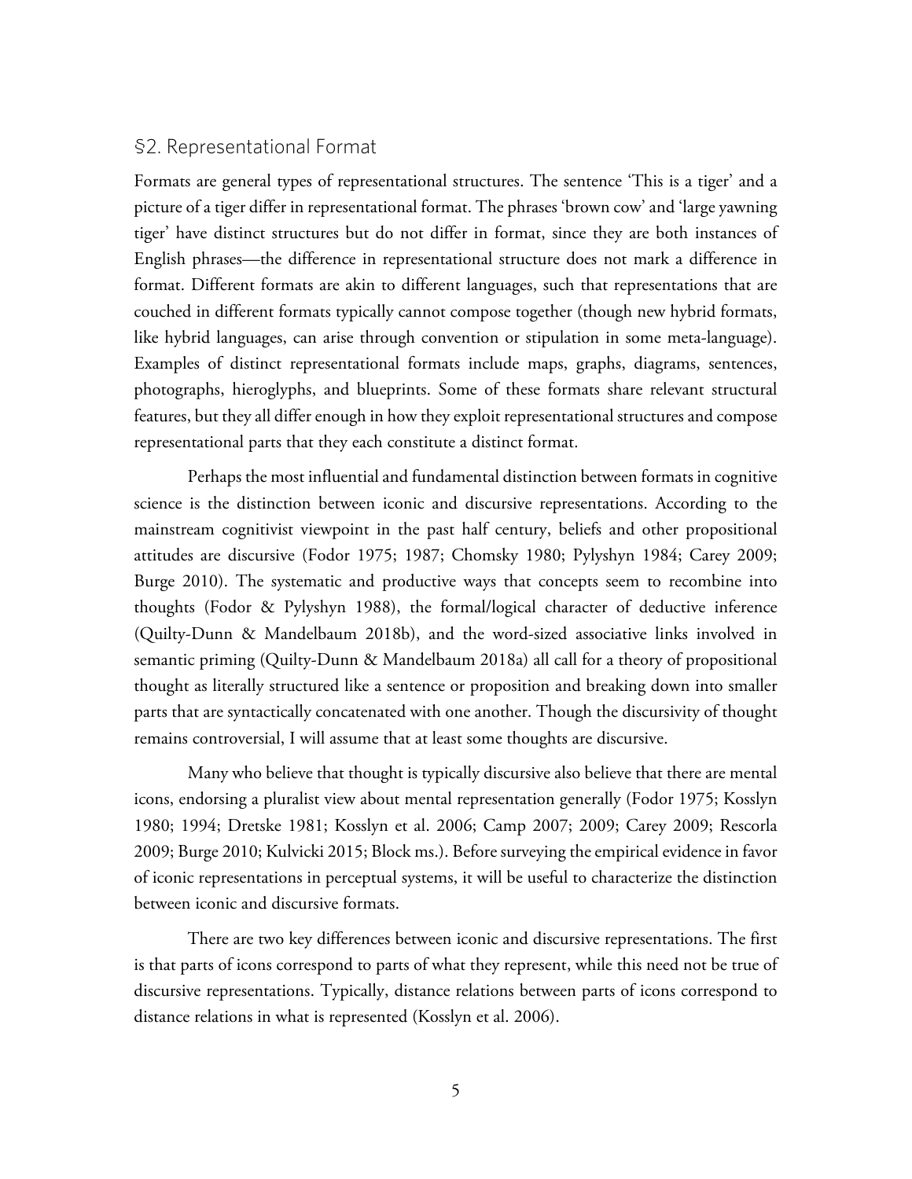## §2. Representational Format

Formats are general types of representational structures. The sentence 'This is a tiger' and a picture of a tiger differ in representational format. The phrases 'brown cow' and 'large yawning tiger' have distinct structures but do not differ in format, since they are both instances of English phrases—the difference in representational structure does not mark a difference in format. Different formats are akin to different languages, such that representations that are couched in different formats typically cannot compose together (though new hybrid formats, like hybrid languages, can arise through convention or stipulation in some meta-language). Examples of distinct representational formats include maps, graphs, diagrams, sentences, photographs, hieroglyphs, and blueprints. Some of these formats share relevant structural features, but they all differ enough in how they exploit representational structures and compose representational parts that they each constitute a distinct format.

Perhaps the most influential and fundamental distinction between formats in cognitive science is the distinction between iconic and discursive representations. According to the mainstream cognitivist viewpoint in the past half century, beliefs and other propositional attitudes are discursive (Fodor 1975; 1987; Chomsky 1980; Pylyshyn 1984; Carey 2009; Burge 2010). The systematic and productive ways that concepts seem to recombine into thoughts (Fodor & Pylyshyn 1988), the formal/logical character of deductive inference (Quilty-Dunn & Mandelbaum 2018b), and the word-sized associative links involved in semantic priming (Quilty-Dunn & Mandelbaum 2018a) all call for a theory of propositional thought as literally structured like a sentence or proposition and breaking down into smaller parts that are syntactically concatenated with one another. Though the discursivity of thought remains controversial, I will assume that at least some thoughts are discursive.

Many who believe that thought is typically discursive also believe that there are mental icons, endorsing a pluralist view about mental representation generally (Fodor 1975; Kosslyn 1980; 1994; Dretske 1981; Kosslyn et al. 2006; Camp 2007; 2009; Carey 2009; Rescorla 2009; Burge 2010; Kulvicki 2015; Block ms.). Before surveying the empirical evidence in favor of iconic representations in perceptual systems, it will be useful to characterize the distinction between iconic and discursive formats.

There are two key differences between iconic and discursive representations. The first is that parts of icons correspond to parts of what they represent, while this need not be true of discursive representations. Typically, distance relations between parts of icons correspond to distance relations in what is represented (Kosslyn et al. 2006).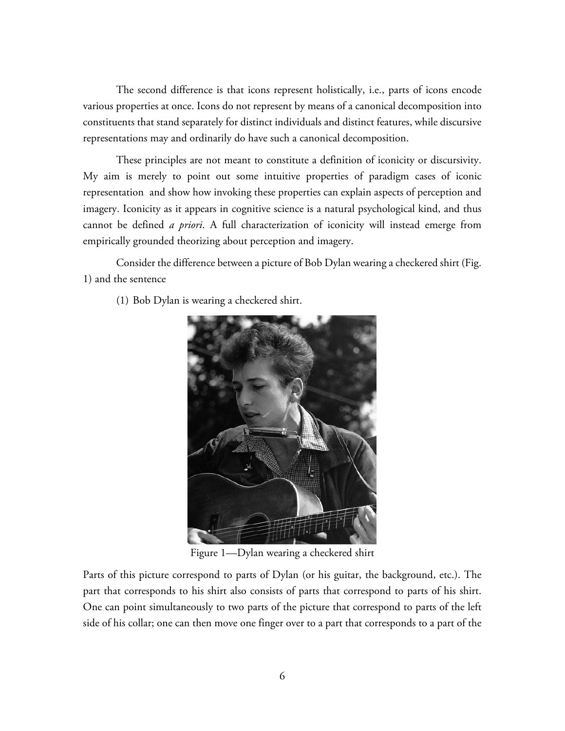The second difference is that icons represent holistically, i.e., parts of icons encode various properties at once. Icons do not represent by means of a canonical decomposition into constituents that stand separately for distinct individuals and distinct features, while discursive representations may and ordinarily do have such a canonical decomposition.

These principles are not meant to constitute a definition of iconicity or discursivity. My aim is merely to point out some intuitive properties of paradigm cases of iconic representation and show how invoking these properties can explain aspects of perception and imagery. Iconicity as it appears in cognitive science is a natural psychological kind, and thus cannot be defined *a priori*. A full characterization of iconicity will instead emerge from empirically grounded theorizing about perception and imagery.

Consider the difference between a picture of Bob Dylan wearing a checkered shirt (Fig. 1) and the sentence

(1) Bob Dylan is wearing a checkered shirt.

Figure 1—Dylan wearing a checkered shirt

Parts of this picture correspond to parts of Dylan (or his guitar, the background, etc.). The part that corresponds to his shirt also consists of parts that correspond to parts of his shirt. One can point simultaneously to two parts of the picture that correspond to parts of the left side of his collar; one can then move one finger over to a part that corresponds to a part of the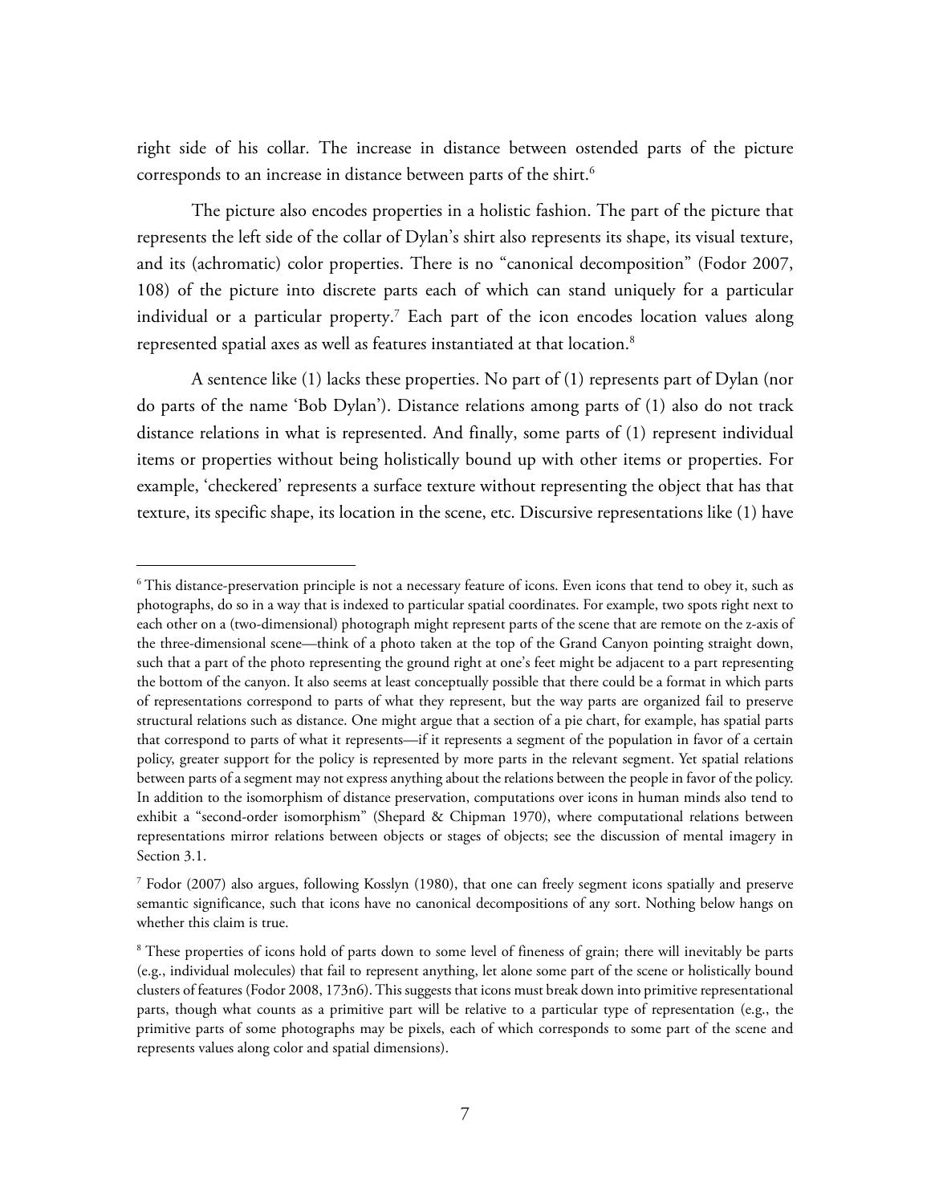right side of his collar. The increase in distance between ostended parts of the picture corresponds to an increase in distance between parts of the shirt.[6]

The picture also encodes properties in a holistic fashion. The part of the picture that represents the left side of the collar of Dylan's shirt also represents its shape, its visual texture, and its (achromatic) color properties. There is no "canonical decomposition" (Fodor 2007, 108) of the picture into discrete parts each of which can stand uniquely for a particular individual or a particular property.[7] Each part of the icon encodes location values along represented spatial axes as well as features instantiated at that location.[8]

A sentence like (1) lacks these properties. No part of (1) represents part of Dylan (nor do parts of the name 'Bob Dylan'). Distance relations among parts of (1) also do not track distance relations in what is represented. And finally, some parts of (1) represent individual items or properties without being holistically bound up with other items or properties. For example, 'checkered' represents a surface texture without representing the object that has that texture, its specific shape, its location in the scene, etc. Discursive representations like (1) have

---

[6] This distance-preservation principle is not a necessary feature of icons. Even icons that tend to obey it, such as photographs, do so in a way that is indexed to particular spatial coordinates. For example, two spots right next to each other on a (two-dimensional) photograph might represent parts of the scene that are remote on the z-axis of the three-dimensional scene—think of a photo taken at the top of the Grand Canyon pointing straight down, such that a part of the photo representing the ground right at one's feet might be adjacent to a part representing the bottom of the canyon. It also seems at least conceptually possible that there could be a format in which parts of representations correspond to parts of what they represent, but the way parts are organized fail to preserve structural relations such as distance. One might argue that a section of a pie chart, for example, has spatial parts that correspond to parts of what it represents—if it represents a segment of the population in favor of a certain policy, greater support for the policy is represented by more parts in the relevant segment. Yet spatial relations between parts of a segment may not express anything about the relations between the people in favor of the policy. In addition to the isomorphism of distance preservation, computations over icons in human minds also tend to exhibit a "second-order isomorphism" (Shepard & Chipman 1970), where computational relations between representations mirror relations between objects or stages of objects; see the discussion of mental imagery in Section 3.1.

[7] Fodor (2007) also argues, following Kosslyn (1980), that one can freely segment icons spatially and preserve semantic significance, such that icons have no canonical decompositions of any sort. Nothing below hangs on whether this claim is true.

[8] These properties of icons hold of parts down to some level of fineness of grain; there will inevitably be parts (e.g., individual molecules) that fail to represent anything, let alone some part of the scene or holistically bound clusters of features (Fodor 2008, 173n6). This suggests that icons must break down into primitive representational parts, though what counts as a primitive part will be relative to a particular type of representation (e.g., the primitive parts of some photographs may be pixels, each of which corresponds to some part of the scene and represents values along color and spatial dimensions).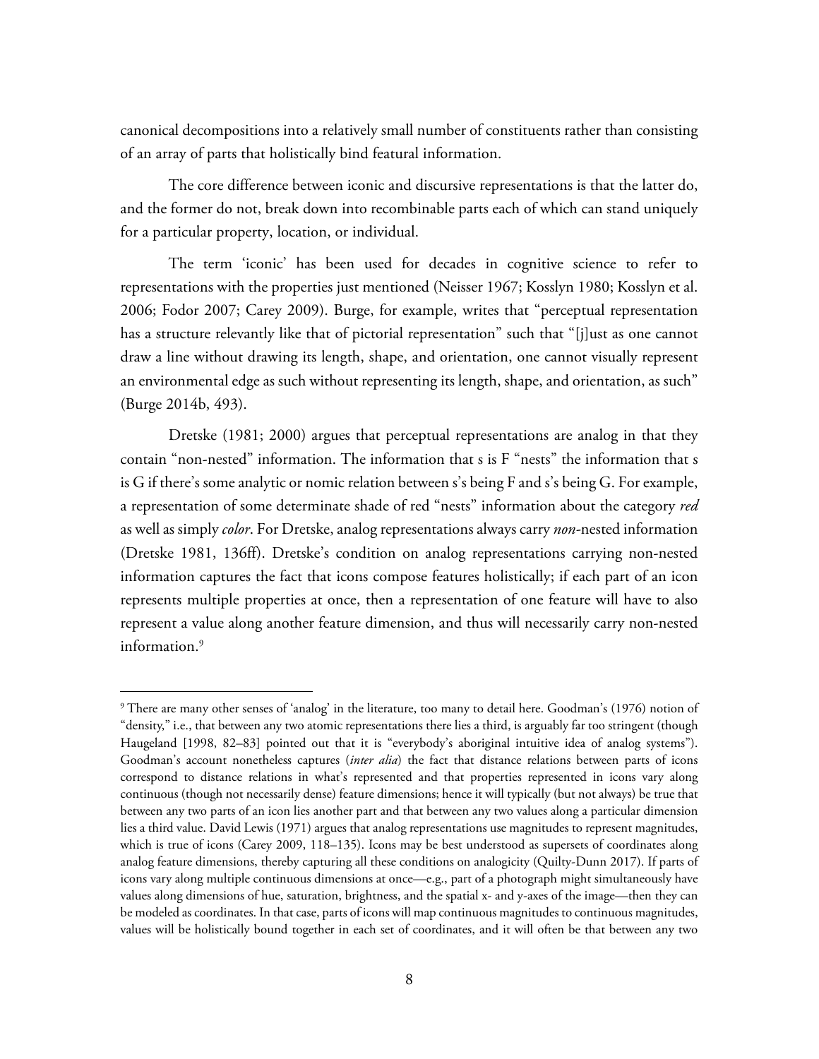canonical decompositions into a relatively small number of constituents rather than consisting of an array of parts that holistically bind featural information.

The core difference between iconic and discursive representations is that the latter do, and the former do not, break down into recombinable parts each of which can stand uniquely for a particular property, location, or individual.

The term 'iconic' has been used for decades in cognitive science to refer to representations with the properties just mentioned (Neisser 1967; Kosslyn 1980; Kosslyn et al. 2006; Fodor 2007; Carey 2009). Burge, for example, writes that "perceptual representation has a structure relevantly like that of pictorial representation" such that "[j]ust as one cannot draw a line without drawing its length, shape, and orientation, one cannot visually represent an environmental edge as such without representing its length, shape, and orientation, as such" (Burge 2014b, 493).

Dretske (1981; 2000) argues that perceptual representations are analog in that they contain "non-nested" information. The information that s is F "nests" the information that s is G if there's some analytic or nomic relation between s's being F and s's being G. For example, a representation of some determinate shade of red "nests" information about the category *red* as well as simply *color*. For Dretske, analog representations always carry *non*-nested information (Dretske 1981, 136ff). Dretske's condition on analog representations carrying non-nested information captures the fact that icons compose features holistically; if each part of an icon represents multiple properties at once, then a representation of one feature will have to also represent a value along another feature dimension, and thus will necessarily carry non-nested information.[9]

[9] There are many other senses of 'analog' in the literature, too many to detail here. Goodman's (1976) notion of "density," i.e., that between any two atomic representations there lies a third, is arguably far too stringent (though Haugeland [1998, 82–83] pointed out that it is "everybody's aboriginal intuitive idea of analog systems"). Goodman's account nonetheless captures (*inter alia*) the fact that distance relations between parts of icons correspond to distance relations in what's represented and that properties represented in icons vary along continuous (though not necessarily dense) feature dimensions; hence it will typically (but not always) be true that between any two parts of an icon lies another part and that between any two values along a particular dimension lies a third value. David Lewis (1971) argues that analog representations use magnitudes to represent magnitudes, which is true of icons (Carey 2009, 118–135). Icons may be best understood as supersets of coordinates along analog feature dimensions, thereby capturing all these conditions on analogicity (Quilty-Dunn 2017). If parts of icons vary along multiple continuous dimensions at once—e.g., part of a photograph might simultaneously have values along dimensions of hue, saturation, brightness, and the spatial x- and y-axes of the image—then they can be modeled as coordinates. In that case, parts of icons will map continuous magnitudes to continuous magnitudes, values will be holistically bound together in each set of coordinates, and it will often be that between any two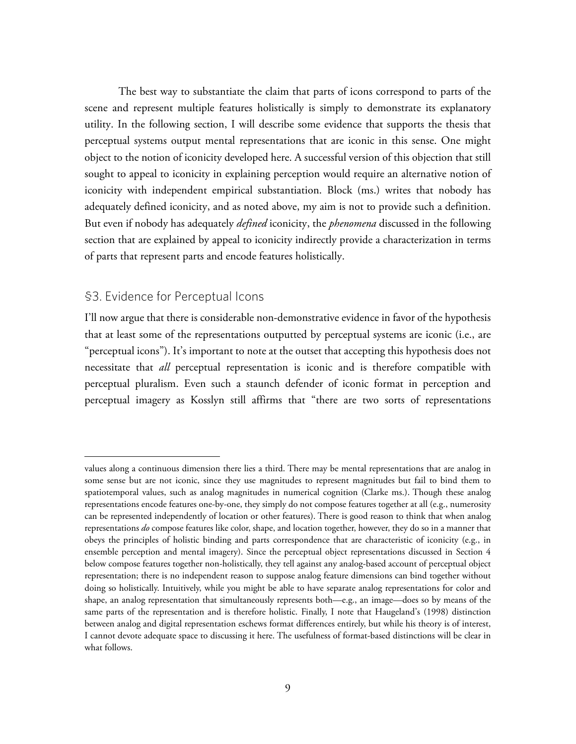The best way to substantiate the claim that parts of icons correspond to parts of the scene and represent multiple features holistically is simply to demonstrate its explanatory utility. In the following section, I will describe some evidence that supports the thesis that perceptual systems output mental representations that are iconic in this sense. One might object to the notion of iconicity developed here. A successful version of this objection that still sought to appeal to iconicity in explaining perception would require an alternative notion of iconicity with independent empirical substantiation. Block (ms.) writes that nobody has adequately defined iconicity, and as noted above, my aim is not to provide such a definition. But even if nobody has adequately *defined* iconicity, the *phenomena* discussed in the following section that are explained by appeal to iconicity indirectly provide a characterization in terms of parts that represent parts and encode features holistically.

## §3. Evidence for Perceptual Icons

I'll now argue that there is considerable non-demonstrative evidence in favor of the hypothesis that at least some of the representations outputted by perceptual systems are iconic (i.e., are "perceptual icons"). It's important to note at the outset that accepting this hypothesis does not necessitate that *all* perceptual representation is iconic and is therefore compatible with perceptual pluralism. Even such a staunch defender of iconic format in perception and perceptual imagery as Kosslyn still affirms that "there are two sorts of representations

---

values along a continuous dimension there lies a third. There may be mental representations that are analog in some sense but are not iconic, since they use magnitudes to represent magnitudes but fail to bind them to spatiotemporal values, such as analog magnitudes in numerical cognition (Clarke ms.). Though these analog representations encode features one-by-one, they simply do not compose features together at all (e.g., numerosity can be represented independently of location or other features). There is good reason to think that when analog representations *do* compose features like color, shape, and location together, however, they do so in a manner that obeys the principles of holistic binding and parts correspondence that are characteristic of iconicity (e.g., in ensemble perception and mental imagery). Since the perceptual object representations discussed in Section 4 below compose features together non-holistically, they tell against any analog-based account of perceptual object representation; there is no independent reason to suppose analog feature dimensions can bind together without doing so holistically. Intuitively, while you might be able to have separate analog representations for color and shape, an analog representation that simultaneously represents both—e.g., an image—does so by means of the same parts of the representation and is therefore holistic. Finally, I note that Haugeland's (1998) distinction between analog and digital representation eschews format differences entirely, but while his theory is of interest, I cannot devote adequate space to discussing it here. The usefulness of format-based distinctions will be clear in what follows.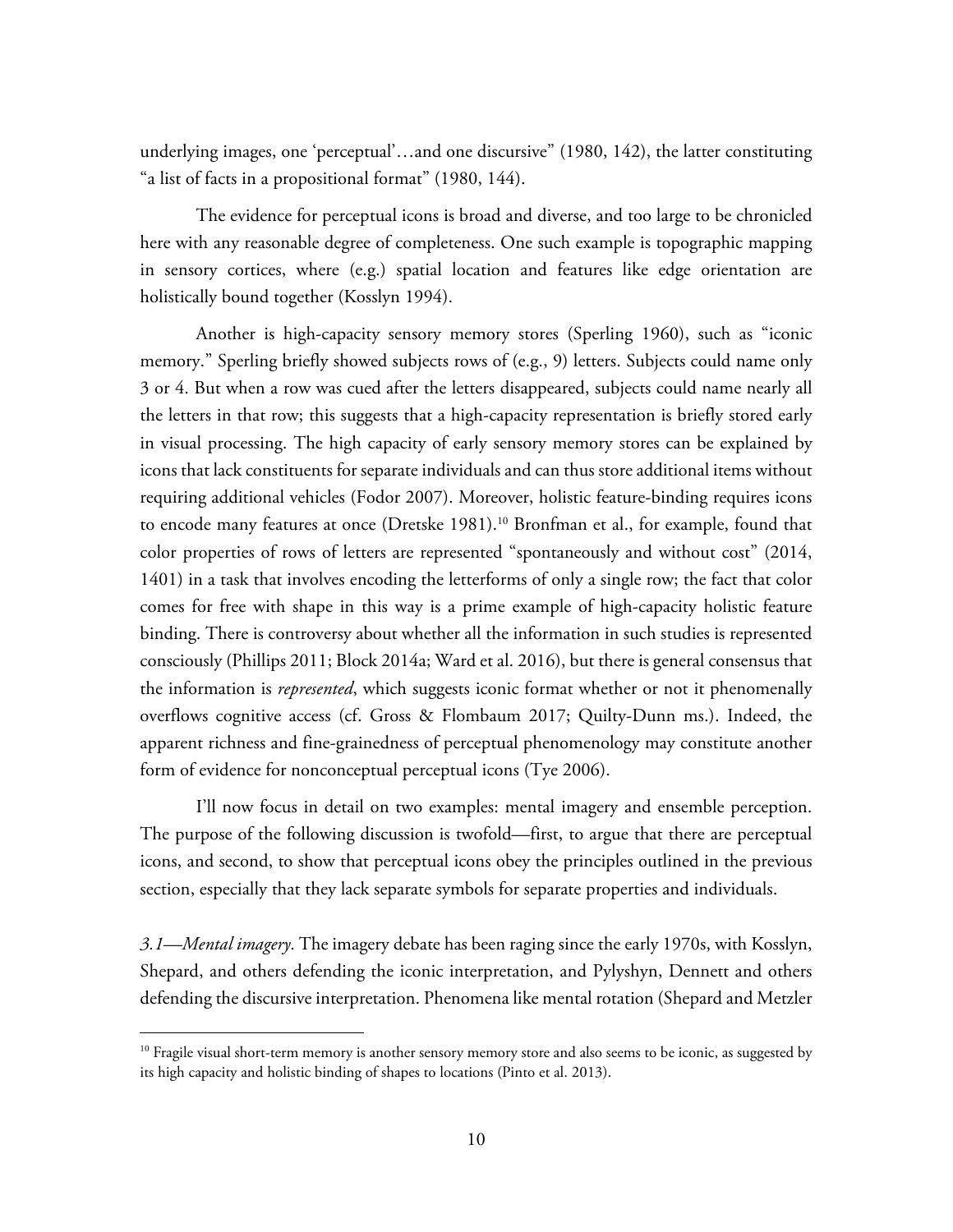underlying images, one 'perceptual'…and one discursive" (1980, 142), the latter constituting "a list of facts in a propositional format" (1980, 144).

The evidence for perceptual icons is broad and diverse, and too large to be chronicled here with any reasonable degree of completeness. One such example is topographic mapping in sensory cortices, where (e.g.) spatial location and features like edge orientation are holistically bound together (Kosslyn 1994).

Another is high-capacity sensory memory stores (Sperling 1960), such as "iconic memory." Sperling briefly showed subjects rows of (e.g., 9) letters. Subjects could name only 3 or 4. But when a row was cued after the letters disappeared, subjects could name nearly all the letters in that row; this suggests that a high-capacity representation is briefly stored early in visual processing. The high capacity of early sensory memory stores can be explained by icons that lack constituents for separate individuals and can thus store additional items without requiring additional vehicles (Fodor 2007). Moreover, holistic feature-binding requires icons to encode many features at once (Dretske 1981).[10] Bronfman et al., for example, found that color properties of rows of letters are represented "spontaneously and without cost" (2014, 1401) in a task that involves encoding the letterforms of only a single row; the fact that color comes for free with shape in this way is a prime example of high-capacity holistic feature binding. There is controversy about whether all the information in such studies is represented consciously (Phillips 2011; Block 2014a; Ward et al. 2016), but there is general consensus that the information is *represented*, which suggests iconic format whether or not it phenomenally overflows cognitive access (cf. Gross & Flombaum 2017; Quilty-Dunn ms.). Indeed, the apparent richness and fine-grainedness of perceptual phenomenology may constitute another form of evidence for nonconceptual perceptual icons (Tye 2006).

I'll now focus in detail on two examples: mental imagery and ensemble perception. The purpose of the following discussion is twofold—first, to argue that there are perceptual icons, and second, to show that perceptual icons obey the principles outlined in the previous section, especially that they lack separate symbols for separate properties and individuals.

*3.1—Mental imagery*. The imagery debate has been raging since the early 1970s, with Kosslyn, Shepard, and others defending the iconic interpretation, and Pylyshyn, Dennett and others defending the discursive interpretation. Phenomena like mental rotation (Shepard and Metzler

[10] Fragile visual short-term memory is another sensory memory store and also seems to be iconic, as suggested by its high capacity and holistic binding of shapes to locations (Pinto et al. 2013).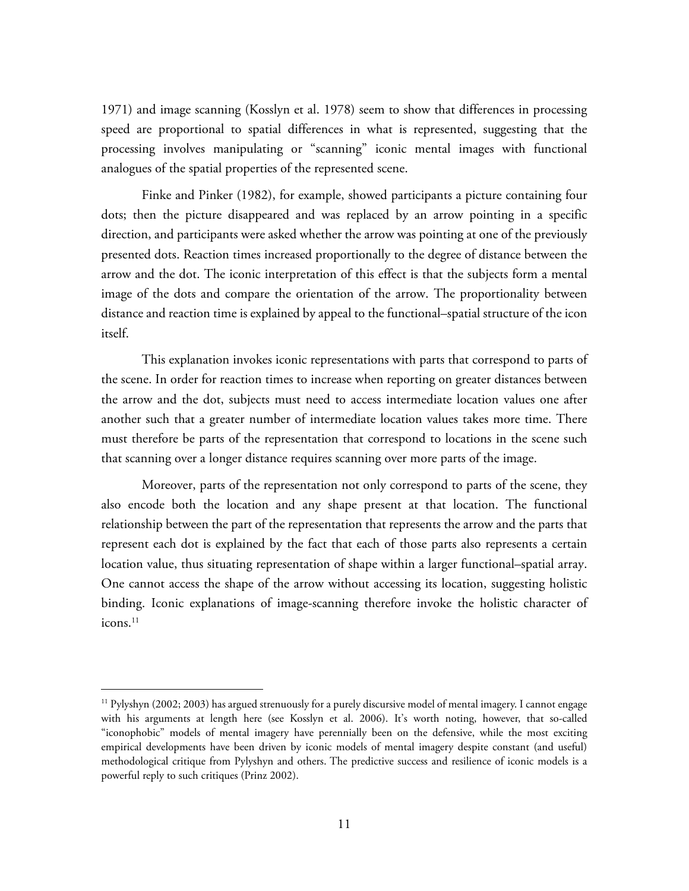1971) and image scanning (Kosslyn et al. 1978) seem to show that differences in processing speed are proportional to spatial differences in what is represented, suggesting that the processing involves manipulating or "scanning" iconic mental images with functional analogues of the spatial properties of the represented scene.

Finke and Pinker (1982), for example, showed participants a picture containing four dots; then the picture disappeared and was replaced by an arrow pointing in a specific direction, and participants were asked whether the arrow was pointing at one of the previously presented dots. Reaction times increased proportionally to the degree of distance between the arrow and the dot. The iconic interpretation of this effect is that the subjects form a mental image of the dots and compare the orientation of the arrow. The proportionality between distance and reaction time is explained by appeal to the functional–spatial structure of the icon itself.

This explanation invokes iconic representations with parts that correspond to parts of the scene. In order for reaction times to increase when reporting on greater distances between the arrow and the dot, subjects must need to access intermediate location values one after another such that a greater number of intermediate location values takes more time. There must therefore be parts of the representation that correspond to locations in the scene such that scanning over a longer distance requires scanning over more parts of the image.

Moreover, parts of the representation not only correspond to parts of the scene, they also encode both the location and any shape present at that location. The functional relationship between the part of the representation that represents the arrow and the parts that represent each dot is explained by the fact that each of those parts also represents a certain location value, thus situating representation of shape within a larger functional–spatial array. One cannot access the shape of the arrow without accessing its location, suggesting holistic binding. Iconic explanations of image-scanning therefore invoke the holistic character of icons.[11]

[11] Pylyshyn (2002; 2003) has argued strenuously for a purely discursive model of mental imagery. I cannot engage with his arguments at length here (see Kosslyn et al. 2006). It's worth noting, however, that so-called "iconophobic" models of mental imagery have perennially been on the defensive, while the most exciting empirical developments have been driven by iconic models of mental imagery despite constant (and useful) methodological critique from Pylyshyn and others. The predictive success and resilience of iconic models is a powerful reply to such critiques (Prinz 2002).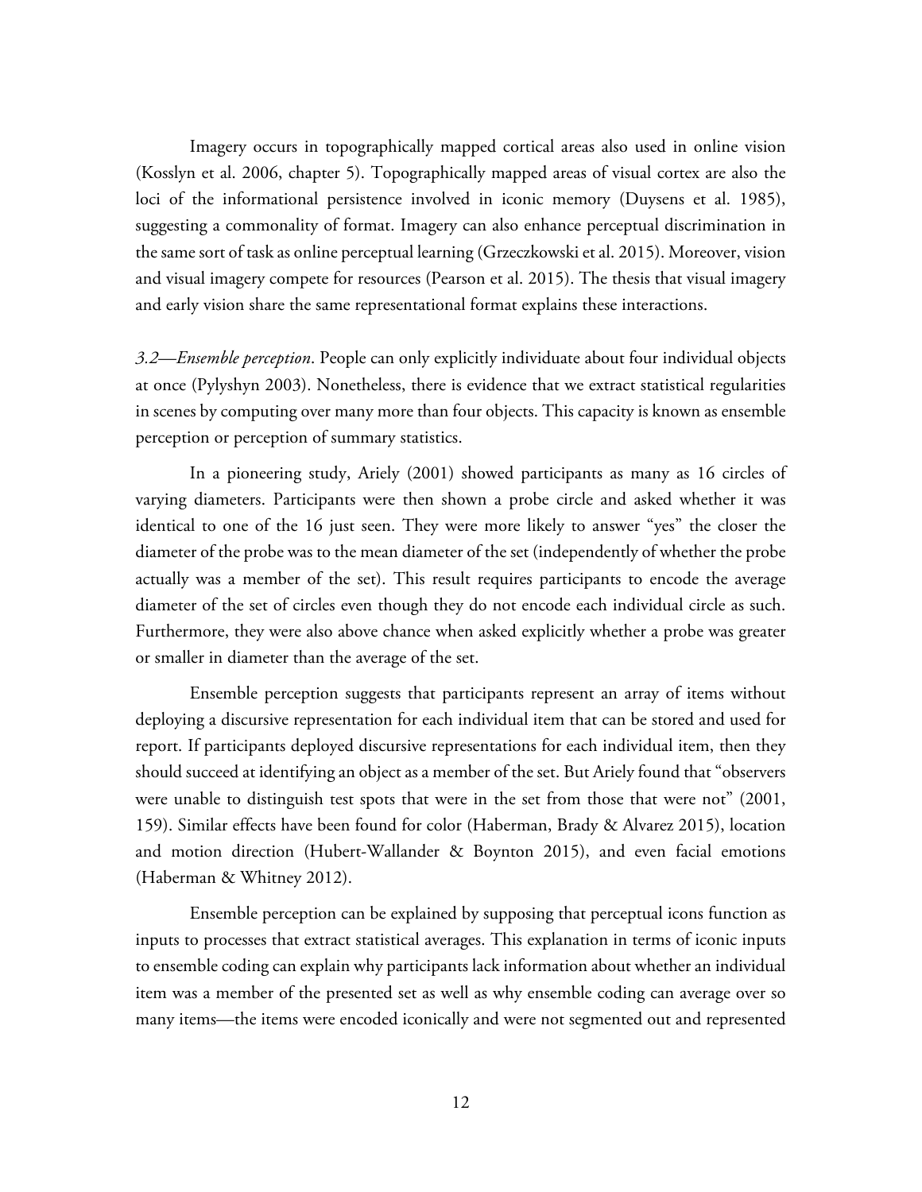Imagery occurs in topographically mapped cortical areas also used in online vision (Kosslyn et al. 2006, chapter 5). Topographically mapped areas of visual cortex are also the loci of the informational persistence involved in iconic memory (Duysens et al. 1985), suggesting a commonality of format. Imagery can also enhance perceptual discrimination in the same sort of task as online perceptual learning (Grzeczkowski et al. 2015). Moreover, vision and visual imagery compete for resources (Pearson et al. 2015). The thesis that visual imagery and early vision share the same representational format explains these interactions.

*3.2—Ensemble perception*. People can only explicitly individuate about four individual objects at once (Pylyshyn 2003). Nonetheless, there is evidence that we extract statistical regularities in scenes by computing over many more than four objects. This capacity is known as ensemble perception or perception of summary statistics.

In a pioneering study, Ariely (2001) showed participants as many as 16 circles of varying diameters. Participants were then shown a probe circle and asked whether it was identical to one of the 16 just seen. They were more likely to answer "yes" the closer the diameter of the probe was to the mean diameter of the set (independently of whether the probe actually was a member of the set). This result requires participants to encode the average diameter of the set of circles even though they do not encode each individual circle as such. Furthermore, they were also above chance when asked explicitly whether a probe was greater or smaller in diameter than the average of the set.

Ensemble perception suggests that participants represent an array of items without deploying a discursive representation for each individual item that can be stored and used for report. If participants deployed discursive representations for each individual item, then they should succeed at identifying an object as a member of the set. But Ariely found that "observers were unable to distinguish test spots that were in the set from those that were not" (2001, 159). Similar effects have been found for color (Haberman, Brady & Alvarez 2015), location and motion direction (Hubert-Wallander & Boynton 2015), and even facial emotions (Haberman & Whitney 2012).

Ensemble perception can be explained by supposing that perceptual icons function as inputs to processes that extract statistical averages. This explanation in terms of iconic inputs to ensemble coding can explain why participants lack information about whether an individual item was a member of the presented set as well as why ensemble coding can average over so many items—the items were encoded iconically and were not segmented out and represented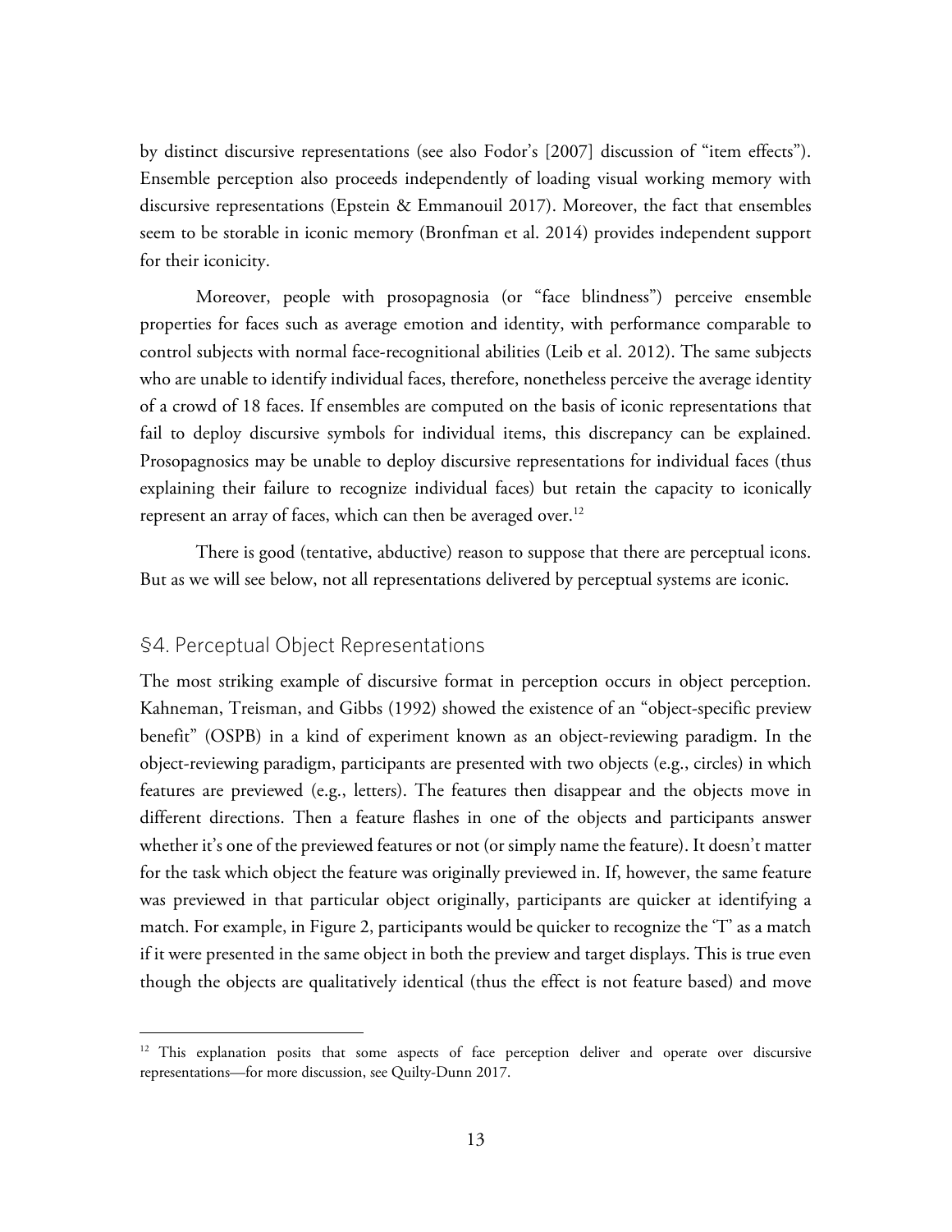by distinct discursive representations (see also Fodor's [2007] discussion of "item effects"). Ensemble perception also proceeds independently of loading visual working memory with discursive representations (Epstein & Emmanouil 2017). Moreover, the fact that ensembles seem to be storable in iconic memory (Bronfman et al. 2014) provides independent support for their iconicity.

Moreover, people with prosopagnosia (or "face blindness") perceive ensemble properties for faces such as average emotion and identity, with performance comparable to control subjects with normal face-recognitional abilities (Leib et al. 2012). The same subjects who are unable to identify individual faces, therefore, nonetheless perceive the average identity of a crowd of 18 faces. If ensembles are computed on the basis of iconic representations that fail to deploy discursive symbols for individual items, this discrepancy can be explained. Prosopagnosics may be unable to deploy discursive representations for individual faces (thus explaining their failure to recognize individual faces) but retain the capacity to iconically represent an array of faces, which can then be averaged over.[12]

There is good (tentative, abductive) reason to suppose that there are perceptual icons. But as we will see below, not all representations delivered by perceptual systems are iconic.

## §4. Perceptual Object Representations

The most striking example of discursive format in perception occurs in object perception. Kahneman, Treisman, and Gibbs (1992) showed the existence of an "object-specific preview benefit" (OSPB) in a kind of experiment known as an object-reviewing paradigm. In the object-reviewing paradigm, participants are presented with two objects (e.g., circles) in which features are previewed (e.g., letters). The features then disappear and the objects move in different directions. Then a feature flashes in one of the objects and participants answer whether it's one of the previewed features or not (or simply name the feature). It doesn't matter for the task which object the feature was originally previewed in. If, however, the same feature was previewed in that particular object originally, participants are quicker at identifying a match. For example, in Figure 2, participants would be quicker to recognize the 'T' as a match if it were presented in the same object in both the preview and target displays. This is true even though the objects are qualitatively identical (thus the effect is not feature based) and move

[12] This explanation posits that some aspects of face perception deliver and operate over discursive representations—for more discussion, see Quilty-Dunn 2017.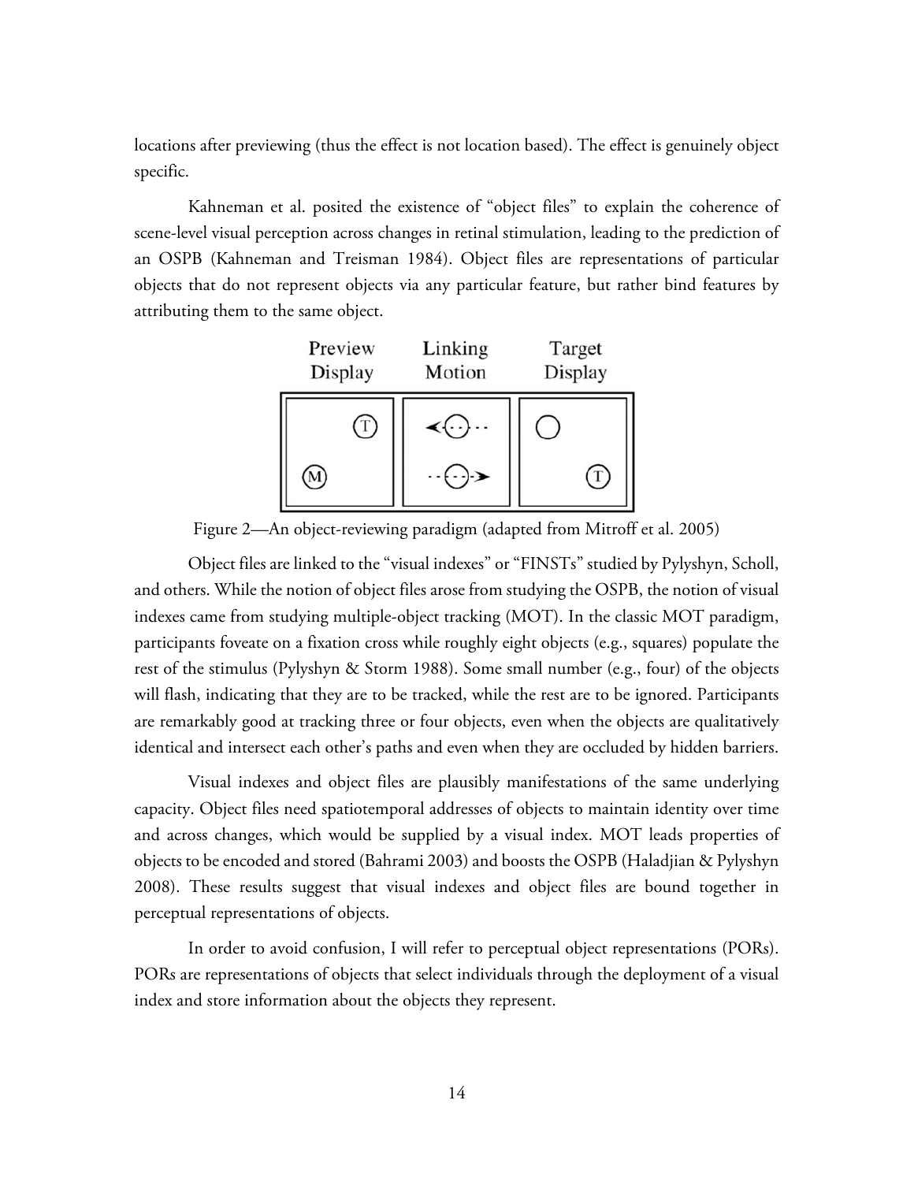locations after previewing (thus the effect is not location based). The effect is genuinely object specific.

Kahneman et al. posited the existence of "object files" to explain the coherence of scene-level visual perception across changes in retinal stimulation, leading to the prediction of an OSPB (Kahneman and Treisman 1984). Object files are representations of particular objects that do not represent objects via any particular feature, but rather bind features by attributing them to the same object.

Figure 2—An object-reviewing paradigm (adapted from Mitroff et al. 2005)

Object files are linked to the "visual indexes" or "FINSTs" studied by Pylyshyn, Scholl, and others. While the notion of object files arose from studying the OSPB, the notion of visual indexes came from studying multiple-object tracking (MOT). In the classic MOT paradigm, participants foveate on a fixation cross while roughly eight objects (e.g., squares) populate the rest of the stimulus (Pylyshyn & Storm 1988). Some small number (e.g., four) of the objects will flash, indicating that they are to be tracked, while the rest are to be ignored. Participants are remarkably good at tracking three or four objects, even when the objects are qualitatively identical and intersect each other's paths and even when they are occluded by hidden barriers.

Visual indexes and object files are plausibly manifestations of the same underlying capacity. Object files need spatiotemporal addresses of objects to maintain identity over time and across changes, which would be supplied by a visual index. MOT leads properties of objects to be encoded and stored (Bahrami 2003) and boosts the OSPB (Haladjian & Pylyshyn 2008). These results suggest that visual indexes and object files are bound together in perceptual representations of objects.

In order to avoid confusion, I will refer to perceptual object representations (PORs). PORs are representations of objects that select individuals through the deployment of a visual index and store information about the objects they represent.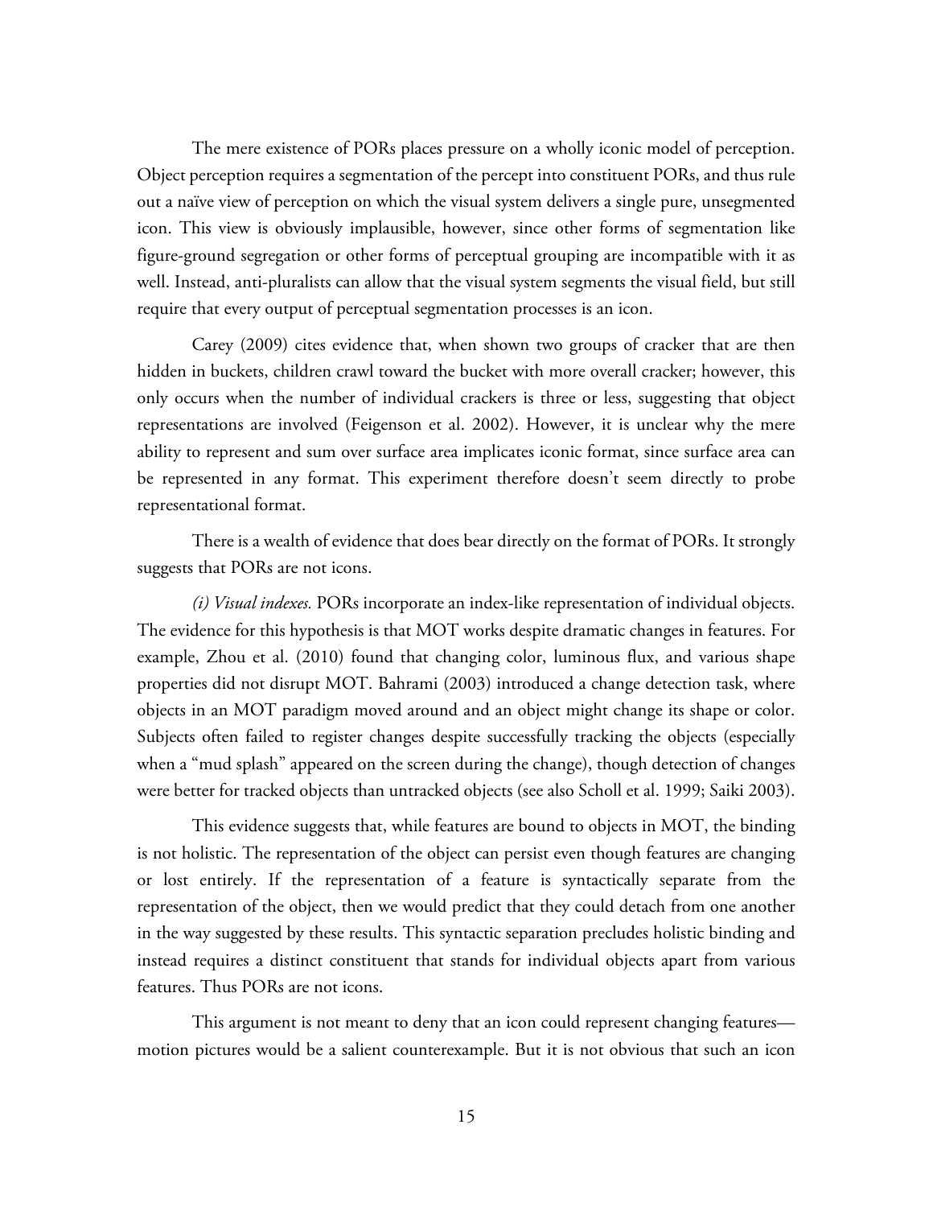The mere existence of PORs places pressure on a wholly iconic model of perception. Object perception requires a segmentation of the percept into constituent PORs, and thus rule out a naïve view of perception on which the visual system delivers a single pure, unsegmented icon. This view is obviously implausible, however, since other forms of segmentation like figure-ground segregation or other forms of perceptual grouping are incompatible with it as well. Instead, anti-pluralists can allow that the visual system segments the visual field, but still require that every output of perceptual segmentation processes is an icon.

Carey (2009) cites evidence that, when shown two groups of cracker that are then hidden in buckets, children crawl toward the bucket with more overall cracker; however, this only occurs when the number of individual crackers is three or less, suggesting that object representations are involved (Feigenson et al. 2002). However, it is unclear why the mere ability to represent and sum over surface area implicates iconic format, since surface area can be represented in any format. This experiment therefore doesn't seem directly to probe representational format.

There is a wealth of evidence that does bear directly on the format of PORs. It strongly suggests that PORs are not icons.

*(i) Visual indexes.* PORs incorporate an index-like representation of individual objects. The evidence for this hypothesis is that MOT works despite dramatic changes in features. For example, Zhou et al. (2010) found that changing color, luminous flux, and various shape properties did not disrupt MOT. Bahrami (2003) introduced a change detection task, where objects in an MOT paradigm moved around and an object might change its shape or color. Subjects often failed to register changes despite successfully tracking the objects (especially when a "mud splash" appeared on the screen during the change), though detection of changes were better for tracked objects than untracked objects (see also Scholl et al. 1999; Saiki 2003).

This evidence suggests that, while features are bound to objects in MOT, the binding is not holistic. The representation of the object can persist even though features are changing or lost entirely. If the representation of a feature is syntactically separate from the representation of the object, then we would predict that they could detach from one another in the way suggested by these results. This syntactic separation precludes holistic binding and instead requires a distinct constituent that stands for individual objects apart from various features. Thus PORs are not icons.

This argument is not meant to deny that an icon could represent changing features—motion pictures would be a salient counterexample. But it is not obvious that such an icon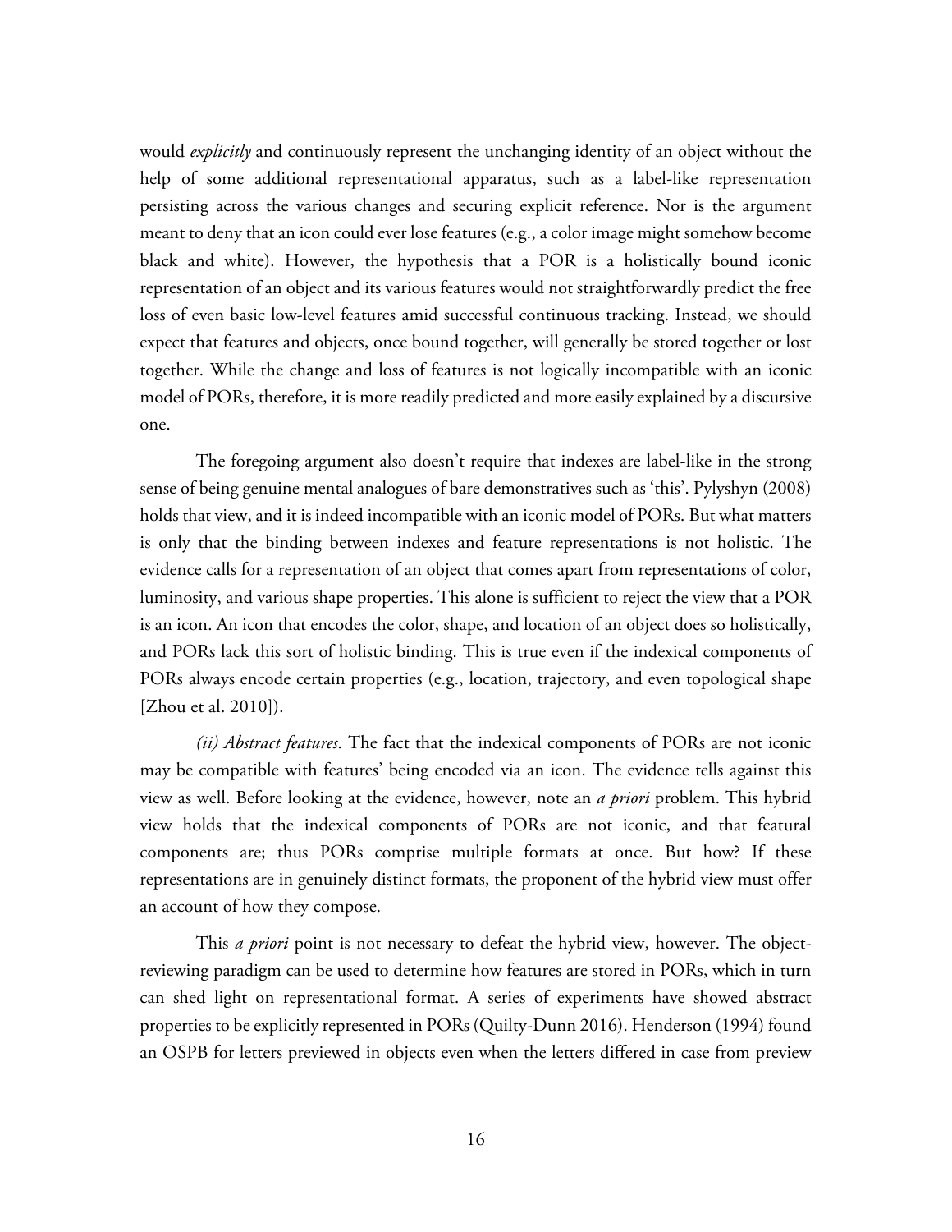would *explicitly* and continuously represent the unchanging identity of an object without the help of some additional representational apparatus, such as a label-like representation persisting across the various changes and securing explicit reference. Nor is the argument meant to deny that an icon could ever lose features (e.g., a color image might somehow become black and white). However, the hypothesis that a POR is a holistically bound iconic representation of an object and its various features would not straightforwardly predict the free loss of even basic low-level features amid successful continuous tracking. Instead, we should expect that features and objects, once bound together, will generally be stored together or lost together. While the change and loss of features is not logically incompatible with an iconic model of PORs, therefore, it is more readily predicted and more easily explained by a discursive one.

The foregoing argument also doesn't require that indexes are label-like in the strong sense of being genuine mental analogues of bare demonstratives such as 'this'. Pylyshyn (2008) holds that view, and it is indeed incompatible with an iconic model of PORs. But what matters is only that the binding between indexes and feature representations is not holistic. The evidence calls for a representation of an object that comes apart from representations of color, luminosity, and various shape properties. This alone is sufficient to reject the view that a POR is an icon. An icon that encodes the color, shape, and location of an object does so holistically, and PORs lack this sort of holistic binding. This is true even if the indexical components of PORs always encode certain properties (e.g., location, trajectory, and even topological shape [Zhou et al. 2010]).

*(ii) Abstract features*. The fact that the indexical components of PORs are not iconic may be compatible with features' being encoded via an icon. The evidence tells against this view as well. Before looking at the evidence, however, note an *a priori* problem. This hybrid view holds that the indexical components of PORs are not iconic, and that featural components are; thus PORs comprise multiple formats at once. But how? If these representations are in genuinely distinct formats, the proponent of the hybrid view must offer an account of how they compose.

This *a priori* point is not necessary to defeat the hybrid view, however. The object-reviewing paradigm can be used to determine how features are stored in PORs, which in turn can shed light on representational format. A series of experiments have showed abstract properties to be explicitly represented in PORs (Quilty-Dunn 2016). Henderson (1994) found an OSPB for letters previewed in objects even when the letters differed in case from preview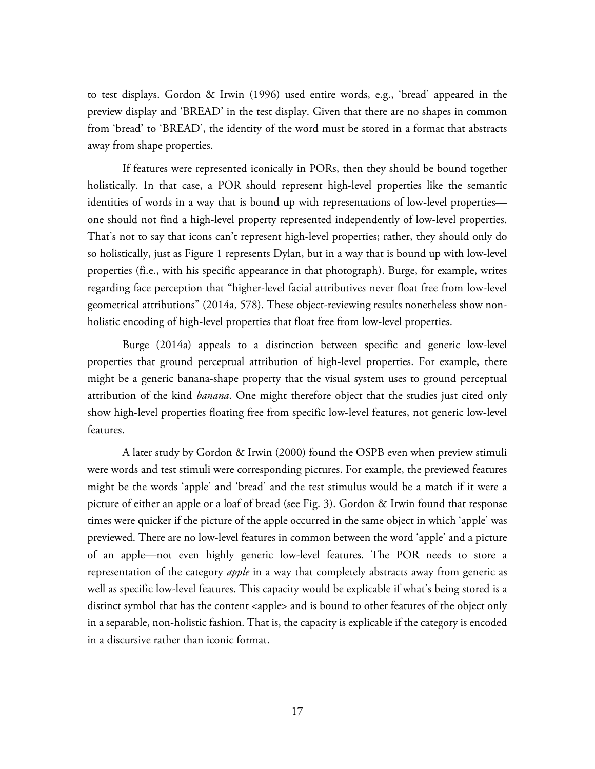to test displays. Gordon & Irwin (1996) used entire words, e.g., 'bread' appeared in the preview display and 'BREAD' in the test display. Given that there are no shapes in common from 'bread' to 'BREAD', the identity of the word must be stored in a format that abstracts away from shape properties.

If features were represented iconically in PORs, then they should be bound together holistically. In that case, a POR should represent high-level properties like the semantic identities of words in a way that is bound up with representations of low-level properties—one should not find a high-level property represented independently of low-level properties. That's not to say that icons can't represent high-level properties; rather, they should only do so holistically, just as Figure 1 represents Dylan, but in a way that is bound up with low-level properties (fi.e., with his specific appearance in that photograph). Burge, for example, writes regarding face perception that "higher-level facial attributives never float free from low-level geometrical attributions" (2014a, 578). These object-reviewing results nonetheless show non-holistic encoding of high-level properties that float free from low-level properties.

Burge (2014a) appeals to a distinction between specific and generic low-level properties that ground perceptual attribution of high-level properties. For example, there might be a generic banana-shape property that the visual system uses to ground perceptual attribution of the kind *banana*. One might therefore object that the studies just cited only show high-level properties floating free from specific low-level features, not generic low-level features.

A later study by Gordon & Irwin (2000) found the OSPB even when preview stimuli were words and test stimuli were corresponding pictures. For example, the previewed features might be the words 'apple' and 'bread' and the test stimulus would be a match if it were a picture of either an apple or a loaf of bread (see Fig. 3). Gordon & Irwin found that response times were quicker if the picture of the apple occurred in the same object in which 'apple' was previewed. There are no low-level features in common between the word 'apple' and a picture of an apple—not even highly generic low-level features. The POR needs to store a representation of the category *apple* in a way that completely abstracts away from generic as well as specific low-level features. This capacity would be explicable if what's being stored is a distinct symbol that has the content <apple> and is bound to other features of the object only in a separable, non-holistic fashion. That is, the capacity is explicable if the category is encoded in a discursive rather than iconic format.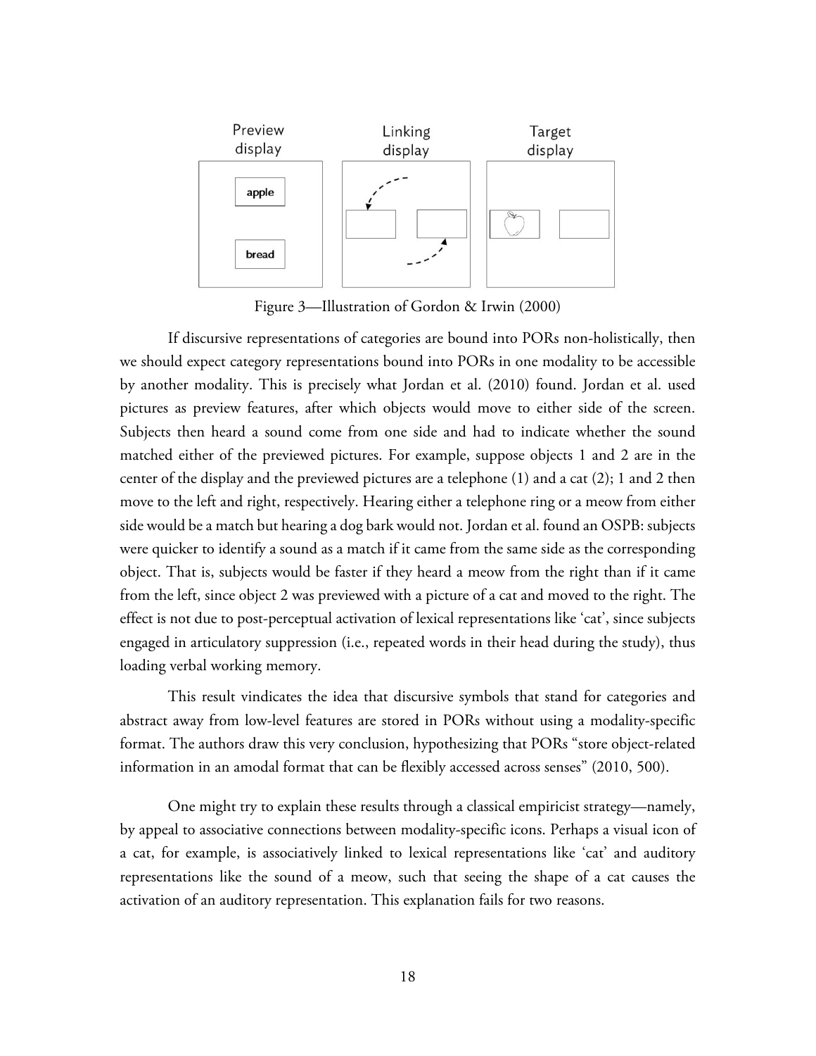Figure 3—Illustration of Gordon & Irwin (2000)

If discursive representations of categories are bound into PORs non-holistically, then we should expect category representations bound into PORs in one modality to be accessible by another modality. This is precisely what Jordan et al. (2010) found. Jordan et al. used pictures as preview features, after which objects would move to either side of the screen. Subjects then heard a sound come from one side and had to indicate whether the sound matched either of the previewed pictures. For example, suppose objects 1 and 2 are in the center of the display and the previewed pictures are a telephone (1) and a cat (2); 1 and 2 then move to the left and right, respectively. Hearing either a telephone ring or a meow from either side would be a match but hearing a dog bark would not. Jordan et al. found an OSPB: subjects were quicker to identify a sound as a match if it came from the same side as the corresponding object. That is, subjects would be faster if they heard a meow from the right than if it came from the left, since object 2 was previewed with a picture of a cat and moved to the right. The effect is not due to post-perceptual activation of lexical representations like 'cat', since subjects engaged in articulatory suppression (i.e., repeated words in their head during the study), thus loading verbal working memory.

This result vindicates the idea that discursive symbols that stand for categories and abstract away from low-level features are stored in PORs without using a modality-specific format. The authors draw this very conclusion, hypothesizing that PORs "store object-related information in an amodal format that can be flexibly accessed across senses" (2010, 500).

One might try to explain these results through a classical empiricist strategy—namely, by appeal to associative connections between modality-specific icons. Perhaps a visual icon of a cat, for example, is associatively linked to lexical representations like 'cat' and auditory representations like the sound of a meow, such that seeing the shape of a cat causes the activation of an auditory representation. This explanation fails for two reasons.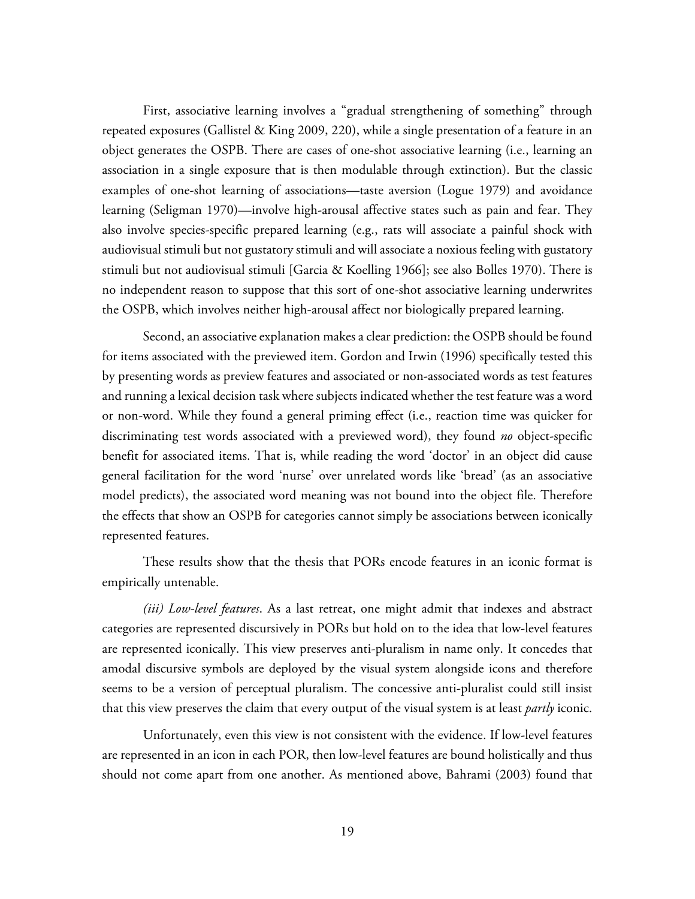First, associative learning involves a "gradual strengthening of something" through repeated exposures (Gallistel & King 2009, 220), while a single presentation of a feature in an object generates the OSPB. There are cases of one-shot associative learning (i.e., learning an association in a single exposure that is then modulable through extinction). But the classic examples of one-shot learning of associations—taste aversion (Logue 1979) and avoidance learning (Seligman 1970)—involve high-arousal affective states such as pain and fear. They also involve species-specific prepared learning (e.g., rats will associate a painful shock with audiovisual stimuli but not gustatory stimuli and will associate a noxious feeling with gustatory stimuli but not audiovisual stimuli [Garcia & Koelling 1966]; see also Bolles 1970). There is no independent reason to suppose that this sort of one-shot associative learning underwrites the OSPB, which involves neither high-arousal affect nor biologically prepared learning.

Second, an associative explanation makes a clear prediction: the OSPB should be found for items associated with the previewed item. Gordon and Irwin (1996) specifically tested this by presenting words as preview features and associated or non-associated words as test features and running a lexical decision task where subjects indicated whether the test feature was a word or non-word. While they found a general priming effect (i.e., reaction time was quicker for discriminating test words associated with a previewed word), they found *no* object-specific benefit for associated items. That is, while reading the word 'doctor' in an object did cause general facilitation for the word 'nurse' over unrelated words like 'bread' (as an associative model predicts), the associated word meaning was not bound into the object file. Therefore the effects that show an OSPB for categories cannot simply be associations between iconically represented features.

These results show that the thesis that PORs encode features in an iconic format is empirically untenable.

*(iii) Low-level features*. As a last retreat, one might admit that indexes and abstract categories are represented discursively in PORs but hold on to the idea that low-level features are represented iconically. This view preserves anti-pluralism in name only. It concedes that amodal discursive symbols are deployed by the visual system alongside icons and therefore seems to be a version of perceptual pluralism. The concessive anti-pluralist could still insist that this view preserves the claim that every output of the visual system is at least *partly* iconic.

Unfortunately, even this view is not consistent with the evidence. If low-level features are represented in an icon in each POR, then low-level features are bound holistically and thus should not come apart from one another. As mentioned above, Bahrami (2003) found that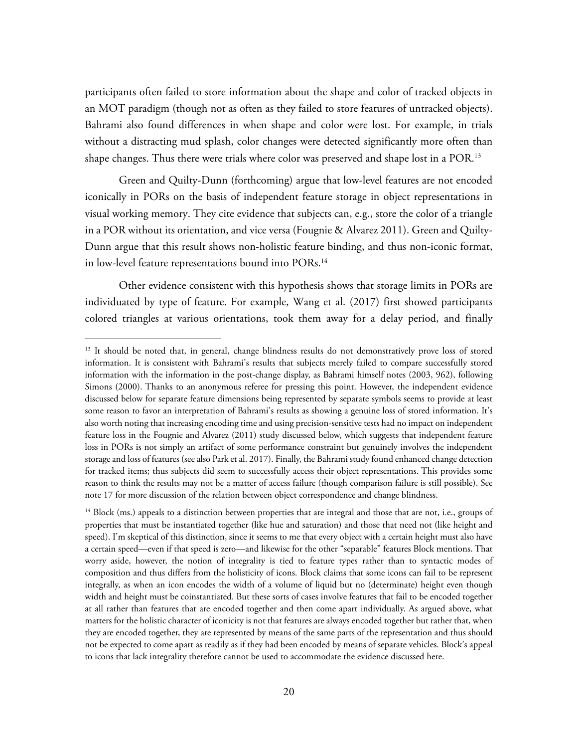participants often failed to store information about the shape and color of tracked objects in an MOT paradigm (though not as often as they failed to store features of untracked objects). Bahrami also found differences in when shape and color were lost. For example, in trials without a distracting mud splash, color changes were detected significantly more often than shape changes. Thus there were trials where color was preserved and shape lost in a POR.[13]

Green and Quilty-Dunn (forthcoming) argue that low-level features are not encoded iconically in PORs on the basis of independent feature storage in object representations in visual working memory. They cite evidence that subjects can, e.g., store the color of a triangle in a POR without its orientation, and vice versa (Fougnie & Alvarez 2011). Green and Quilty-Dunn argue that this result shows non-holistic feature binding, and thus non-iconic format, in low-level feature representations bound into PORs.[14]

Other evidence consistent with this hypothesis shows that storage limits in PORs are individuated by type of feature. For example, Wang et al. (2017) first showed participants colored triangles at various orientations, took them away for a delay period, and finally

---

[13] It should be noted that, in general, change blindness results do not demonstratively prove loss of stored information. It is consistent with Bahrami's results that subjects merely failed to compare successfully stored information with the information in the post-change display, as Bahrami himself notes (2003, 962), following Simons (2000). Thanks to an anonymous referee for pressing this point. However, the independent evidence discussed below for separate feature dimensions being represented by separate symbols seems to provide at least some reason to favor an interpretation of Bahrami's results as showing a genuine loss of stored information. It's also worth noting that increasing encoding time and using precision-sensitive tests had no impact on independent feature loss in the Fougnie and Alvarez (2011) study discussed below, which suggests that independent feature loss in PORs is not simply an artifact of some performance constraint but genuinely involves the independent storage and loss of features (see also Park et al. 2017). Finally, the Bahrami study found enhanced change detection for tracked items; thus subjects did seem to successfully access their object representations. This provides some reason to think the results may not be a matter of access failure (though comparison failure is still possible). See note 17 for more discussion of the relation between object correspondence and change blindness.

[14] Block (ms.) appeals to a distinction between properties that are integral and those that are not, i.e., groups of properties that must be instantiated together (like hue and saturation) and those that need not (like height and speed). I'm skeptical of this distinction, since it seems to me that every object with a certain height must also have a certain speed—even if that speed is zero—and likewise for the other "separable" features Block mentions. That worry aside, however, the notion of integrality is tied to feature types rather than to syntactic modes of composition and thus differs from the holisticity of icons. Block claims that some icons can fail to be represent integrally, as when an icon encodes the width of a volume of liquid but no (determinate) height even though width and height must be coinstantiated. But these sorts of cases involve features that fail to be encoded together at all rather than features that are encoded together and then come apart individually. As argued above, what matters for the holistic character of iconicity is not that features are always encoded together but rather that, when they are encoded together, they are represented by means of the same parts of the representation and thus should not be expected to come apart as readily as if they had been encoded by means of separate vehicles. Block's appeal to icons that lack integrality therefore cannot be used to accommodate the evidence discussed here.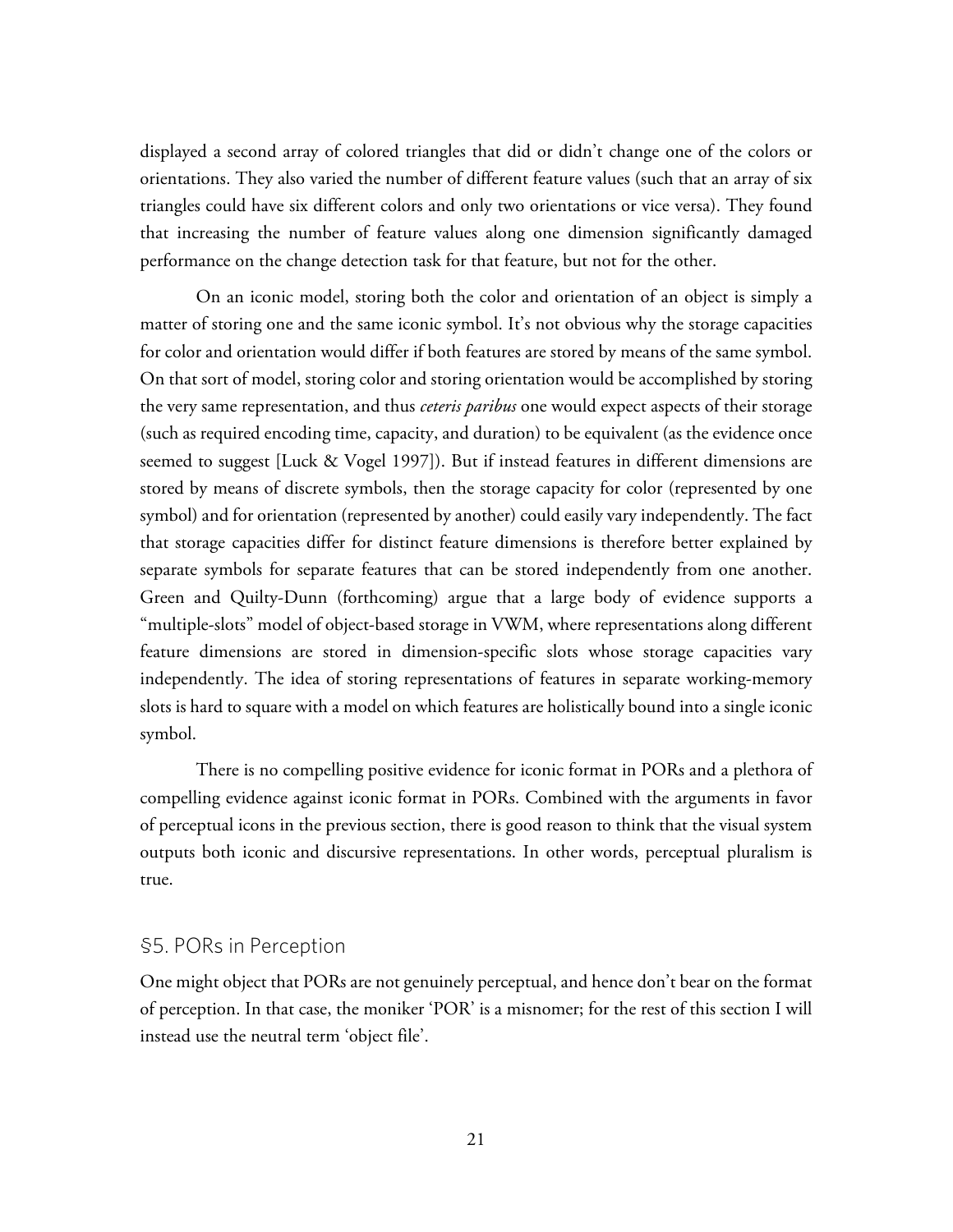displayed a second array of colored triangles that did or didn't change one of the colors or orientations. They also varied the number of different feature values (such that an array of six triangles could have six different colors and only two orientations or vice versa). They found that increasing the number of feature values along one dimension significantly damaged performance on the change detection task for that feature, but not for the other.

On an iconic model, storing both the color and orientation of an object is simply a matter of storing one and the same iconic symbol. It's not obvious why the storage capacities for color and orientation would differ if both features are stored by means of the same symbol. On that sort of model, storing color and storing orientation would be accomplished by storing the very same representation, and thus *ceteris paribus* one would expect aspects of their storage (such as required encoding time, capacity, and duration) to be equivalent (as the evidence once seemed to suggest [Luck & Vogel 1997]). But if instead features in different dimensions are stored by means of discrete symbols, then the storage capacity for color (represented by one symbol) and for orientation (represented by another) could easily vary independently. The fact that storage capacities differ for distinct feature dimensions is therefore better explained by separate symbols for separate features that can be stored independently from one another. Green and Quilty-Dunn (forthcoming) argue that a large body of evidence supports a "multiple-slots" model of object-based storage in VWM, where representations along different feature dimensions are stored in dimension-specific slots whose storage capacities vary independently. The idea of storing representations of features in separate working-memory slots is hard to square with a model on which features are holistically bound into a single iconic symbol.

There is no compelling positive evidence for iconic format in PORs and a plethora of compelling evidence against iconic format in PORs. Combined with the arguments in favor of perceptual icons in the previous section, there is good reason to think that the visual system outputs both iconic and discursive representations. In other words, perceptual pluralism is true.

## §5. PORs in Perception

One might object that PORs are not genuinely perceptual, and hence don't bear on the format of perception. In that case, the moniker 'POR' is a misnomer; for the rest of this section I will instead use the neutral term 'object file'.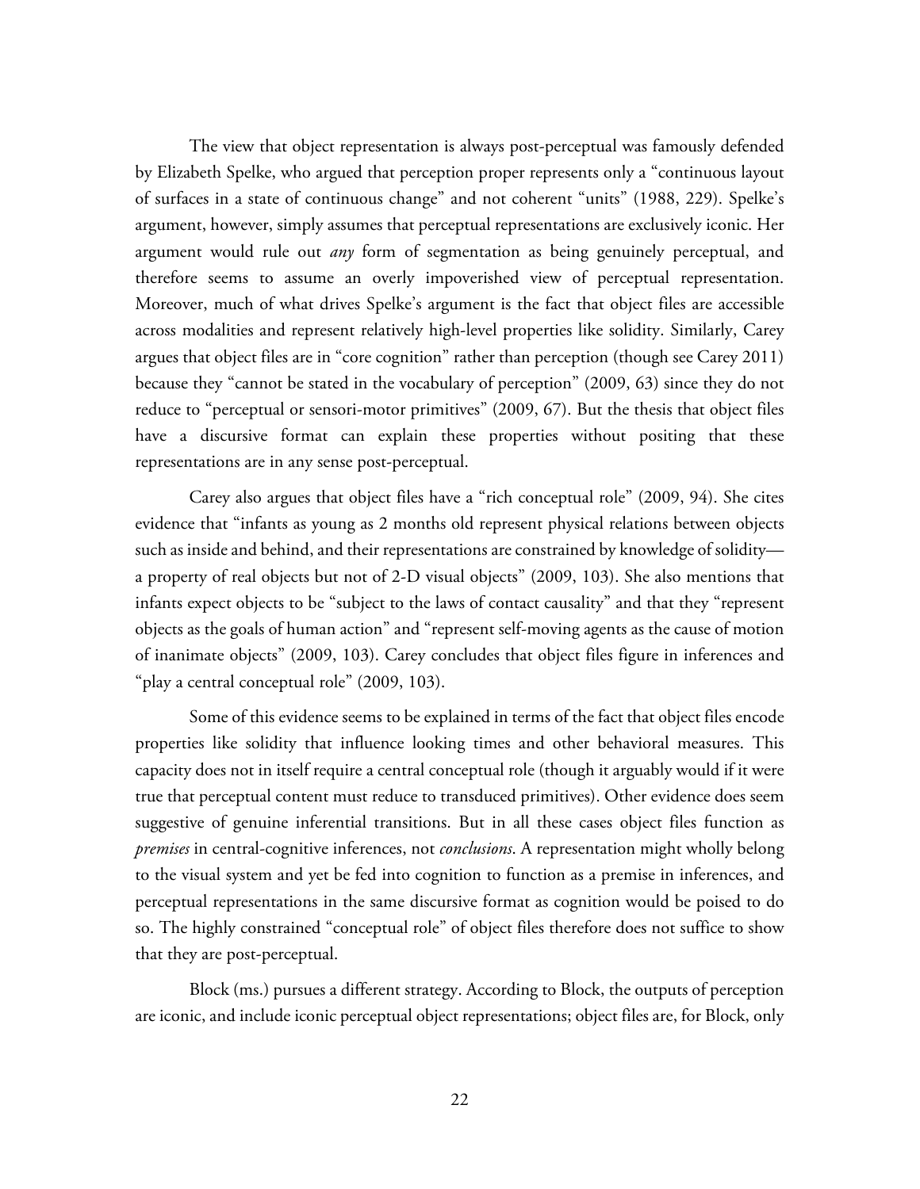The view that object representation is always post-perceptual was famously defended by Elizabeth Spelke, who argued that perception proper represents only a "continuous layout of surfaces in a state of continuous change" and not coherent "units" (1988, 229). Spelke's argument, however, simply assumes that perceptual representations are exclusively iconic. Her argument would rule out *any* form of segmentation as being genuinely perceptual, and therefore seems to assume an overly impoverished view of perceptual representation. Moreover, much of what drives Spelke's argument is the fact that object files are accessible across modalities and represent relatively high-level properties like solidity. Similarly, Carey argues that object files are in "core cognition" rather than perception (though see Carey 2011) because they "cannot be stated in the vocabulary of perception" (2009, 63) since they do not reduce to "perceptual or sensori-motor primitives" (2009, 67). But the thesis that object files have a discursive format can explain these properties without positing that these representations are in any sense post-perceptual.

Carey also argues that object files have a "rich conceptual role" (2009, 94). She cites evidence that "infants as young as 2 months old represent physical relations between objects such as inside and behind, and their representations are constrained by knowledge of solidity—a property of real objects but not of 2-D visual objects" (2009, 103). She also mentions that infants expect objects to be "subject to the laws of contact causality" and that they "represent objects as the goals of human action" and "represent self-moving agents as the cause of motion of inanimate objects" (2009, 103). Carey concludes that object files figure in inferences and "play a central conceptual role" (2009, 103).

Some of this evidence seems to be explained in terms of the fact that object files encode properties like solidity that influence looking times and other behavioral measures. This capacity does not in itself require a central conceptual role (though it arguably would if it were true that perceptual content must reduce to transduced primitives). Other evidence does seem suggestive of genuine inferential transitions. But in all these cases object files function as *premises* in central-cognitive inferences, not *conclusions*. A representation might wholly belong to the visual system and yet be fed into cognition to function as a premise in inferences, and perceptual representations in the same discursive format as cognition would be poised to do so. The highly constrained "conceptual role" of object files therefore does not suffice to show that they are post-perceptual.

Block (ms.) pursues a different strategy. According to Block, the outputs of perception are iconic, and include iconic perceptual object representations; object files are, for Block, only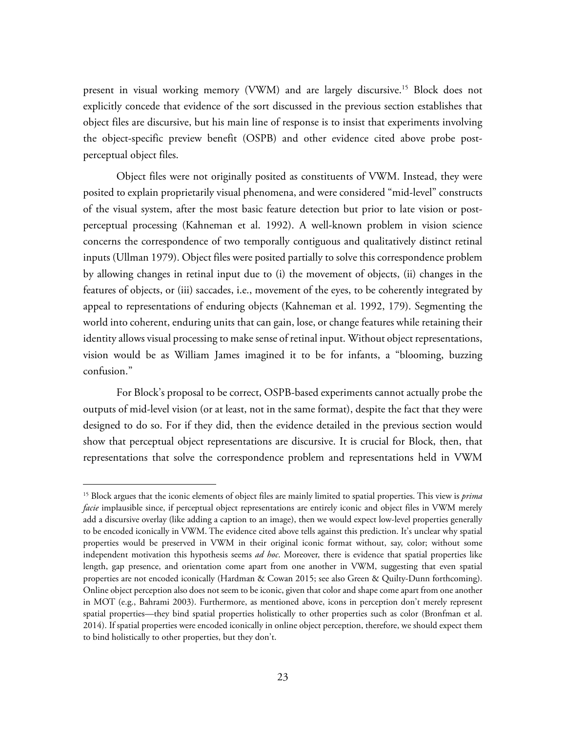present in visual working memory (VWM) and are largely discursive.[15] Block does not explicitly concede that evidence of the sort discussed in the previous section establishes that object files are discursive, but his main line of response is to insist that experiments involving the object-specific preview benefit (OSPB) and other evidence cited above probe post-perceptual object files.

Object files were not originally posited as constituents of VWM. Instead, they were posited to explain proprietarily visual phenomena, and were considered "mid-level" constructs of the visual system, after the most basic feature detection but prior to late vision or post-perceptual processing (Kahneman et al. 1992). A well-known problem in vision science concerns the correspondence of two temporally contiguous and qualitatively distinct retinal inputs (Ullman 1979). Object files were posited partially to solve this correspondence problem by allowing changes in retinal input due to (i) the movement of objects, (ii) changes in the features of objects, or (iii) saccades, i.e., movement of the eyes, to be coherently integrated by appeal to representations of enduring objects (Kahneman et al. 1992, 179). Segmenting the world into coherent, enduring units that can gain, lose, or change features while retaining their identity allows visual processing to make sense of retinal input. Without object representations, vision would be as William James imagined it to be for infants, a "blooming, buzzing confusion."

For Block's proposal to be correct, OSPB-based experiments cannot actually probe the outputs of mid-level vision (or at least, not in the same format), despite the fact that they were designed to do so. For if they did, then the evidence detailed in the previous section would show that perceptual object representations are discursive. It is crucial for Block, then, that representations that solve the correspondence problem and representations held in VWM

---

[15] Block argues that the iconic elements of object files are mainly limited to spatial properties. This view is *prima facie* implausible since, if perceptual object representations are entirely iconic and object files in VWM merely add a discursive overlay (like adding a caption to an image), then we would expect low-level properties generally to be encoded iconically in VWM. The evidence cited above tells against this prediction. It's unclear why spatial properties would be preserved in VWM in their original iconic format without, say, color; without some independent motivation this hypothesis seems *ad hoc*. Moreover, there is evidence that spatial properties like length, gap presence, and orientation come apart from one another in VWM, suggesting that even spatial properties are not encoded iconically (Hardman & Cowan 2015; see also Green & Quilty-Dunn forthcoming). Online object perception also does not seem to be iconic, given that color and shape come apart from one another in MOT (e.g., Bahrami 2003). Furthermore, as mentioned above, icons in perception don't merely represent spatial properties—they bind spatial properties holistically to other properties such as color (Bronfman et al. 2014). If spatial properties were encoded iconically in online object perception, therefore, we should expect them to bind holistically to other properties, but they don't.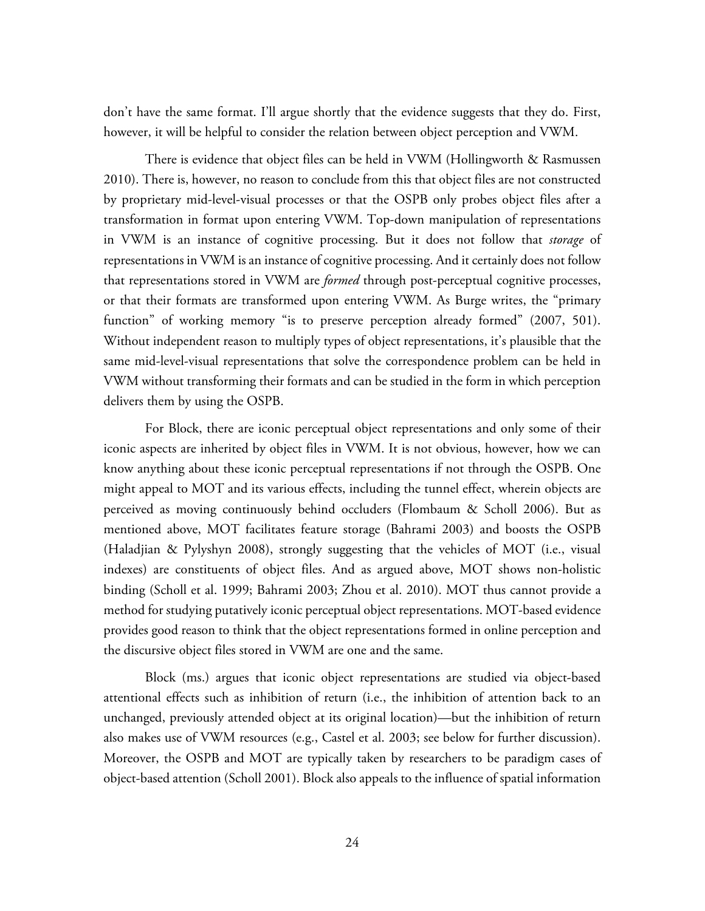don't have the same format. I'll argue shortly that the evidence suggests that they do. First, however, it will be helpful to consider the relation between object perception and VWM.

There is evidence that object files can be held in VWM (Hollingworth & Rasmussen 2010). There is, however, no reason to conclude from this that object files are not constructed by proprietary mid-level-visual processes or that the OSPB only probes object files after a transformation in format upon entering VWM. Top-down manipulation of representations in VWM is an instance of cognitive processing. But it does not follow that *storage* of representations in VWM is an instance of cognitive processing. And it certainly does not follow that representations stored in VWM are *formed* through post-perceptual cognitive processes, or that their formats are transformed upon entering VWM. As Burge writes, the "primary function" of working memory "is to preserve perception already formed" (2007, 501). Without independent reason to multiply types of object representations, it's plausible that the same mid-level-visual representations that solve the correspondence problem can be held in VWM without transforming their formats and can be studied in the form in which perception delivers them by using the OSPB.

For Block, there are iconic perceptual object representations and only some of their iconic aspects are inherited by object files in VWM. It is not obvious, however, how we can know anything about these iconic perceptual representations if not through the OSPB. One might appeal to MOT and its various effects, including the tunnel effect, wherein objects are perceived as moving continuously behind occluders (Flombaum & Scholl 2006). But as mentioned above, MOT facilitates feature storage (Bahrami 2003) and boosts the OSPB (Haladjian & Pylyshyn 2008), strongly suggesting that the vehicles of MOT (i.e., visual indexes) are constituents of object files. And as argued above, MOT shows non-holistic binding (Scholl et al. 1999; Bahrami 2003; Zhou et al. 2010). MOT thus cannot provide a method for studying putatively iconic perceptual object representations. MOT-based evidence provides good reason to think that the object representations formed in online perception and the discursive object files stored in VWM are one and the same.

Block (ms.) argues that iconic object representations are studied via object-based attentional effects such as inhibition of return (i.e., the inhibition of attention back to an unchanged, previously attended object at its original location)—but the inhibition of return also makes use of VWM resources (e.g., Castel et al. 2003; see below for further discussion). Moreover, the OSPB and MOT are typically taken by researchers to be paradigm cases of object-based attention (Scholl 2001). Block also appeals to the influence of spatial information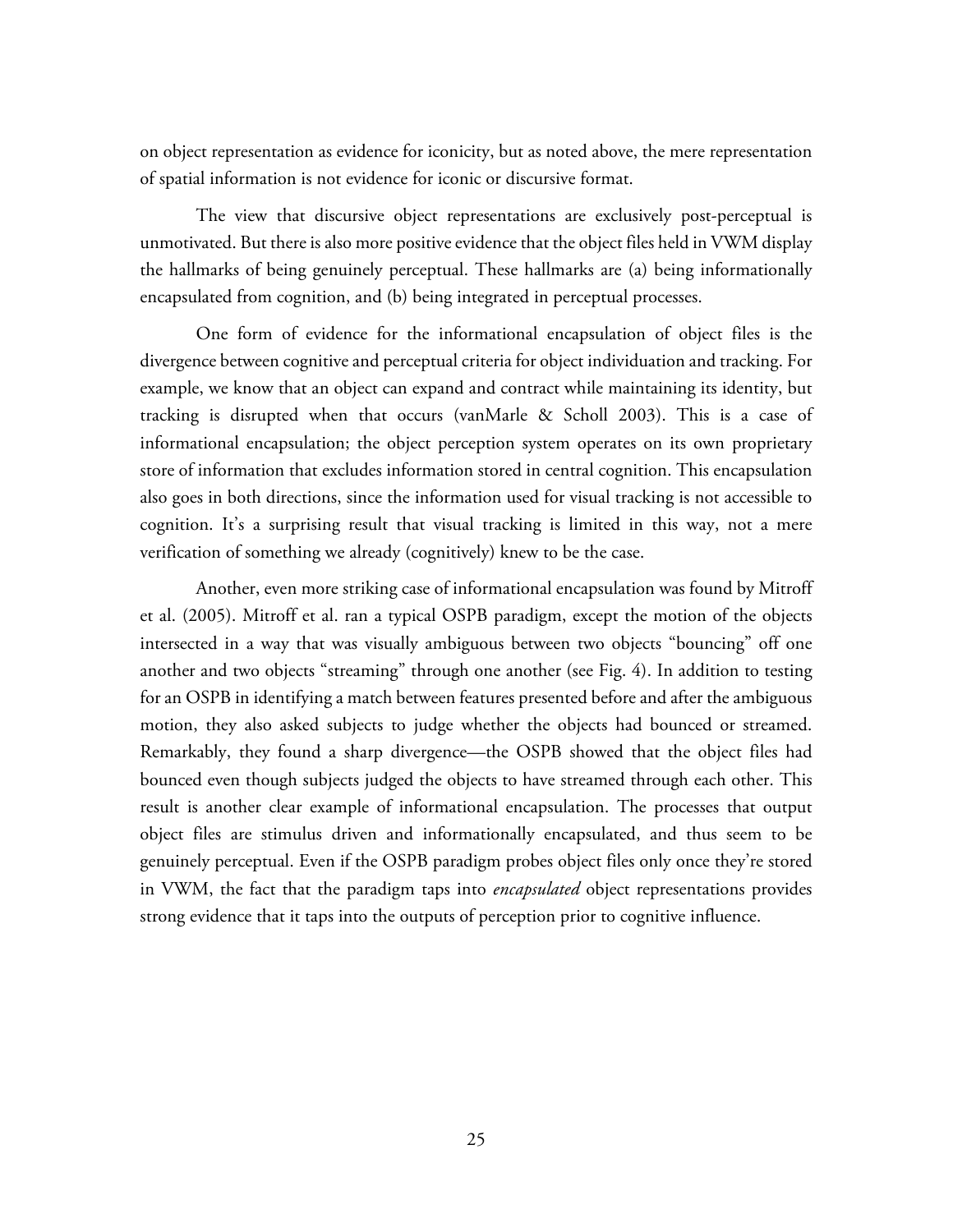on object representation as evidence for iconicity, but as noted above, the mere representation of spatial information is not evidence for iconic or discursive format.

The view that discursive object representations are exclusively post-perceptual is unmotivated. But there is also more positive evidence that the object files held in VWM display the hallmarks of being genuinely perceptual. These hallmarks are (a) being informationally encapsulated from cognition, and (b) being integrated in perceptual processes.

One form of evidence for the informational encapsulation of object files is the divergence between cognitive and perceptual criteria for object individuation and tracking. For example, we know that an object can expand and contract while maintaining its identity, but tracking is disrupted when that occurs (vanMarle & Scholl 2003). This is a case of informational encapsulation; the object perception system operates on its own proprietary store of information that excludes information stored in central cognition. This encapsulation also goes in both directions, since the information used for visual tracking is not accessible to cognition. It's a surprising result that visual tracking is limited in this way, not a mere verification of something we already (cognitively) knew to be the case.

Another, even more striking case of informational encapsulation was found by Mitroff et al. (2005). Mitroff et al. ran a typical OSPB paradigm, except the motion of the objects intersected in a way that was visually ambiguous between two objects "bouncing" off one another and two objects "streaming" through one another (see Fig. 4). In addition to testing for an OSPB in identifying a match between features presented before and after the ambiguous motion, they also asked subjects to judge whether the objects had bounced or streamed. Remarkably, they found a sharp divergence—the OSPB showed that the object files had bounced even though subjects judged the objects to have streamed through each other. This result is another clear example of informational encapsulation. The processes that output object files are stimulus driven and informationally encapsulated, and thus seem to be genuinely perceptual. Even if the OSPB paradigm probes object files only once they're stored in VWM, the fact that the paradigm taps into *encapsulated* object representations provides strong evidence that it taps into the outputs of perception prior to cognitive influence.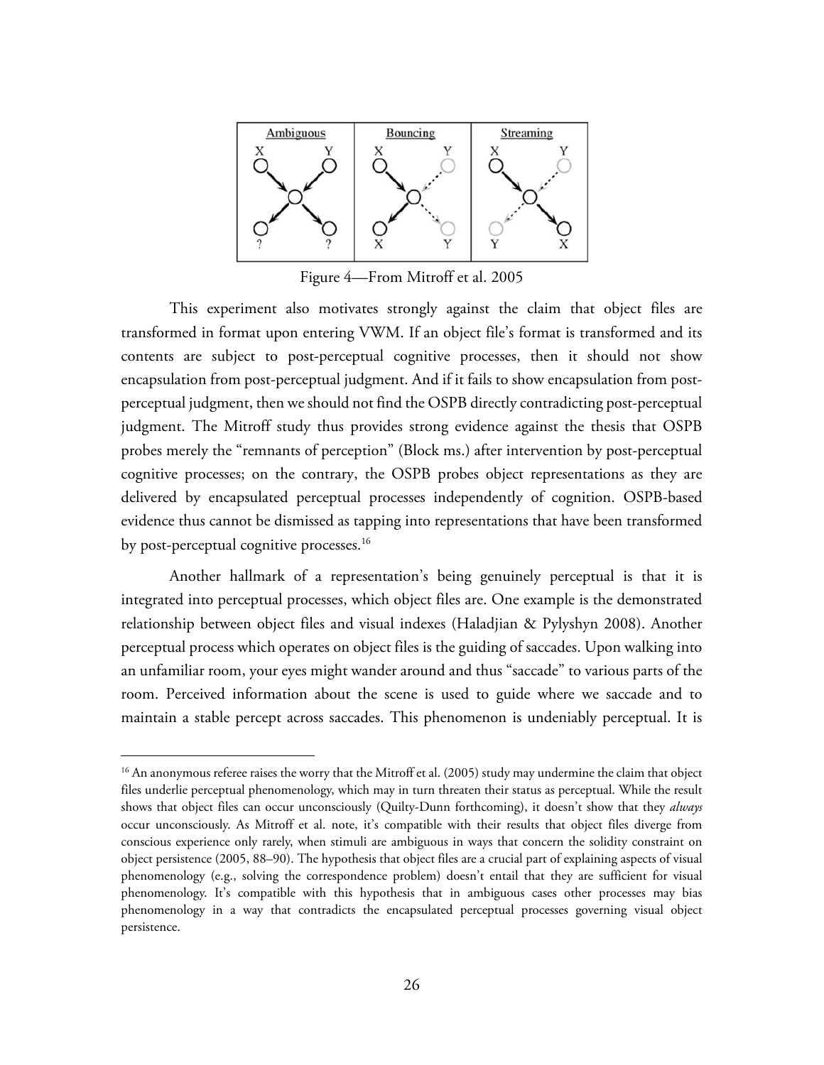Figure 4—From Mitroff et al. 2005

This experiment also motivates strongly against the claim that object files are transformed in format upon entering VWM. If an object file's format is transformed and its contents are subject to post-perceptual cognitive processes, then it should not show encapsulation from post-perceptual judgment. And if it fails to show encapsulation from post-perceptual judgment, then we should not find the OSPB directly contradicting post-perceptual judgment. The Mitroff study thus provides strong evidence against the thesis that OSPB probes merely the "remnants of perception" (Block ms.) after intervention by post-perceptual cognitive processes; on the contrary, the OSPB probes object representations as they are delivered by encapsulated perceptual processes independently of cognition. OSPB-based evidence thus cannot be dismissed as tapping into representations that have been transformed by post-perceptual cognitive processes.[16]

Another hallmark of a representation's being genuinely perceptual is that it is integrated into perceptual processes, which object files are. One example is the demonstrated relationship between object files and visual indexes (Haladjian & Pylyshyn 2008). Another perceptual process which operates on object files is the guiding of saccades. Upon walking into an unfamiliar room, your eyes might wander around and thus "saccade" to various parts of the room. Perceived information about the scene is used to guide where we saccade and to maintain a stable percept across saccades. This phenomenon is undeniably perceptual. It is

[16] An anonymous referee raises the worry that the Mitroff et al. (2005) study may undermine the claim that object files underlie perceptual phenomenology, which may in turn threaten their status as perceptual. While the result shows that object files can occur unconsciously (Quilty-Dunn forthcoming), it doesn't show that they *always* occur unconsciously. As Mitroff et al. note, it's compatible with their results that object files diverge from conscious experience only rarely, when stimuli are ambiguous in ways that concern the solidity constraint on object persistence (2005, 88–90). The hypothesis that object files are a crucial part of explaining aspects of visual phenomenology (e.g., solving the correspondence problem) doesn't entail that they are sufficient for visual phenomenology. It's compatible with this hypothesis that in ambiguous cases other processes may bias phenomenology in a way that contradicts the encapsulated perceptual processes governing visual object persistence.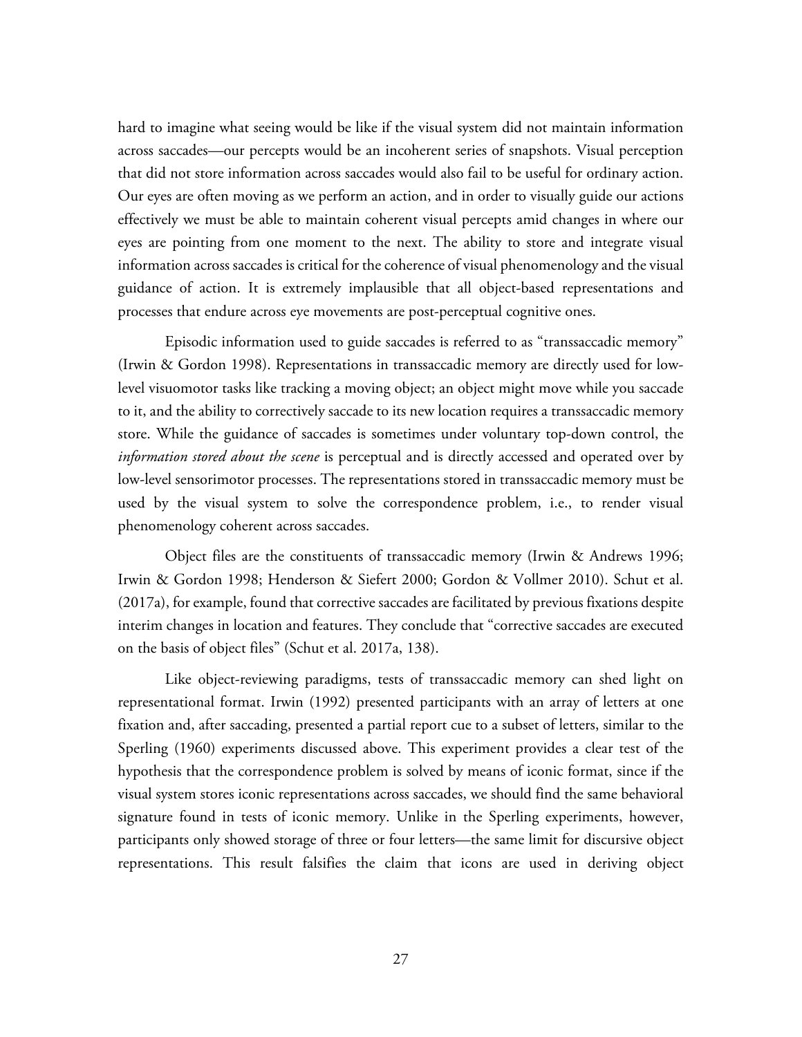hard to imagine what seeing would be like if the visual system did not maintain information across saccades—our percepts would be an incoherent series of snapshots. Visual perception that did not store information across saccades would also fail to be useful for ordinary action. Our eyes are often moving as we perform an action, and in order to visually guide our actions effectively we must be able to maintain coherent visual percepts amid changes in where our eyes are pointing from one moment to the next. The ability to store and integrate visual information across saccades is critical for the coherence of visual phenomenology and the visual guidance of action. It is extremely implausible that all object-based representations and processes that endure across eye movements are post-perceptual cognitive ones.

Episodic information used to guide saccades is referred to as "transsaccadic memory" (Irwin & Gordon 1998). Representations in transsaccadic memory are directly used for low-level visuomotor tasks like tracking a moving object; an object might move while you saccade to it, and the ability to correctively saccade to its new location requires a transsaccadic memory store. While the guidance of saccades is sometimes under voluntary top-down control, the *information stored about the scene* is perceptual and is directly accessed and operated over by low-level sensorimotor processes. The representations stored in transsaccadic memory must be used by the visual system to solve the correspondence problem, i.e., to render visual phenomenology coherent across saccades.

Object files are the constituents of transsaccadic memory (Irwin & Andrews 1996; Irwin & Gordon 1998; Henderson & Siefert 2000; Gordon & Vollmer 2010). Schut et al. (2017a), for example, found that corrective saccades are facilitated by previous fixations despite interim changes in location and features. They conclude that "corrective saccades are executed on the basis of object files" (Schut et al. 2017a, 138).

Like object-reviewing paradigms, tests of transsaccadic memory can shed light on representational format. Irwin (1992) presented participants with an array of letters at one fixation and, after saccading, presented a partial report cue to a subset of letters, similar to the Sperling (1960) experiments discussed above. This experiment provides a clear test of the hypothesis that the correspondence problem is solved by means of iconic format, since if the visual system stores iconic representations across saccades, we should find the same behavioral signature found in tests of iconic memory. Unlike in the Sperling experiments, however, participants only showed storage of three or four letters—the same limit for discursive object representations. This result falsifies the claim that icons are used in deriving object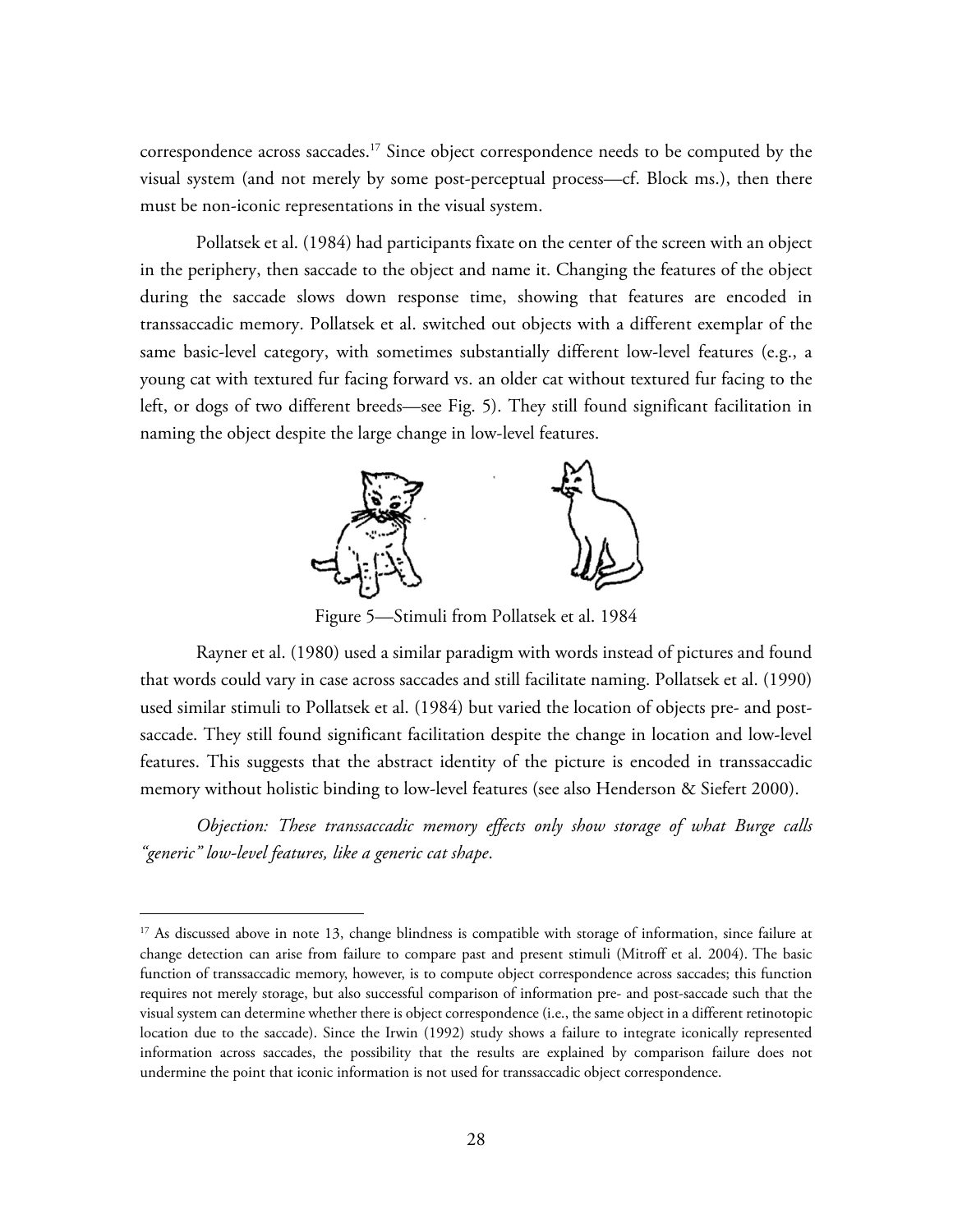correspondence across saccades.[17] Since object correspondence needs to be computed by the visual system (and not merely by some post-perceptual process—cf. Block ms.), then there must be non-iconic representations in the visual system.

Pollatsek et al. (1984) had participants fixate on the center of the screen with an object in the periphery, then saccade to the object and name it. Changing the features of the object during the saccade slows down response time, showing that features are encoded in transsaccadic memory. Pollatsek et al. switched out objects with a different exemplar of the same basic-level category, with sometimes substantially different low-level features (e.g., a young cat with textured fur facing forward vs. an older cat without textured fur facing to the left, or dogs of two different breeds—see Fig. 5). They still found significant facilitation in naming the object despite the large change in low-level features.

Figure 5—Stimuli from Pollatsek et al. 1984

Rayner et al. (1980) used a similar paradigm with words instead of pictures and found that words could vary in case across saccades and still facilitate naming. Pollatsek et al. (1990) used similar stimuli to Pollatsek et al. (1984) but varied the location of objects pre- and post-saccade. They still found significant facilitation despite the change in location and low-level features. This suggests that the abstract identity of the picture is encoded in transsaccadic memory without holistic binding to low-level features (see also Henderson & Siefert 2000).

*Objection: These transsaccadic memory effects only show storage of what Burge calls "generic" low-level features, like a generic cat shape.*

---

[17] As discussed above in note 13, change blindness is compatible with storage of information, since failure at change detection can arise from failure to compare past and present stimuli (Mitroff et al. 2004). The basic function of transsaccadic memory, however, is to compute object correspondence across saccades; this function requires not merely storage, but also successful comparison of information pre- and post-saccade such that the visual system can determine whether there is object correspondence (i.e., the same object in a different retinotopic location due to the saccade). Since the Irwin (1992) study shows a failure to integrate iconically represented information across saccades, the possibility that the results are explained by comparison failure does not undermine the point that iconic information is not used for transsaccadic object correspondence.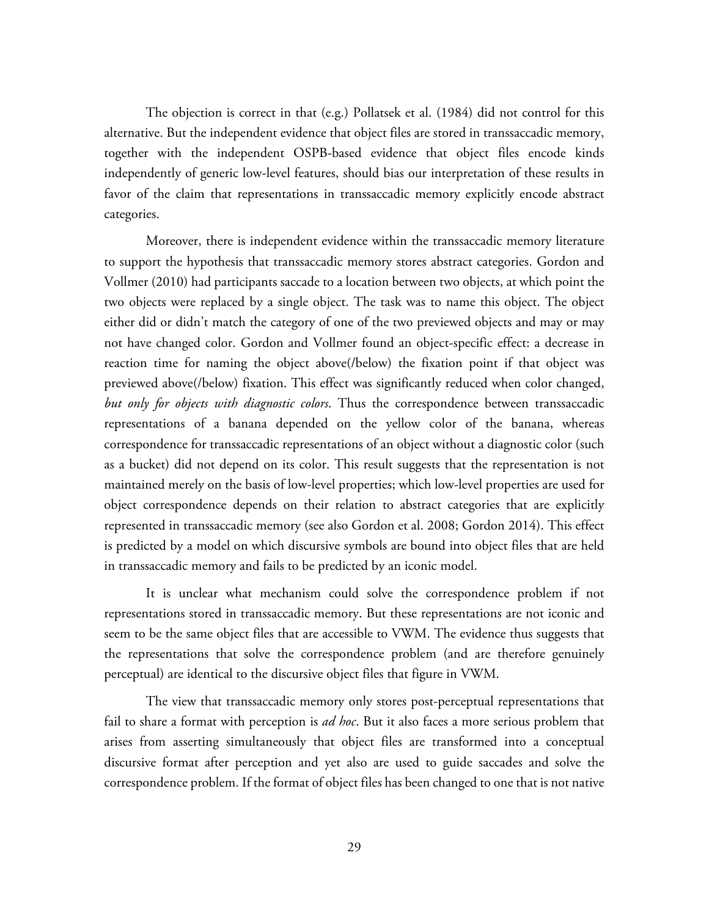The objection is correct in that (e.g.) Pollatsek et al. (1984) did not control for this alternative. But the independent evidence that object files are stored in transsaccadic memory, together with the independent OSPB-based evidence that object files encode kinds independently of generic low-level features, should bias our interpretation of these results in favor of the claim that representations in transsaccadic memory explicitly encode abstract categories.

Moreover, there is independent evidence within the transsaccadic memory literature to support the hypothesis that transsaccadic memory stores abstract categories. Gordon and Vollmer (2010) had participants saccade to a location between two objects, at which point the two objects were replaced by a single object. The task was to name this object. The object either did or didn't match the category of one of the two previewed objects and may or may not have changed color. Gordon and Vollmer found an object-specific effect: a decrease in reaction time for naming the object above(/below) the fixation point if that object was previewed above(/below) fixation. This effect was significantly reduced when color changed, *but only for objects with diagnostic colors*. Thus the correspondence between transsaccadic representations of a banana depended on the yellow color of the banana, whereas correspondence for transsaccadic representations of an object without a diagnostic color (such as a bucket) did not depend on its color. This result suggests that the representation is not maintained merely on the basis of low-level properties; which low-level properties are used for object correspondence depends on their relation to abstract categories that are explicitly represented in transsaccadic memory (see also Gordon et al. 2008; Gordon 2014). This effect is predicted by a model on which discursive symbols are bound into object files that are held in transsaccadic memory and fails to be predicted by an iconic model.

It is unclear what mechanism could solve the correspondence problem if not representations stored in transsaccadic memory. But these representations are not iconic and seem to be the same object files that are accessible to VWM. The evidence thus suggests that the representations that solve the correspondence problem (and are therefore genuinely perceptual) are identical to the discursive object files that figure in VWM.

The view that transsaccadic memory only stores post-perceptual representations that fail to share a format with perception is *ad hoc*. But it also faces a more serious problem that arises from asserting simultaneously that object files are transformed into a conceptual discursive format after perception and yet also are used to guide saccades and solve the correspondence problem. If the format of object files has been changed to one that is not native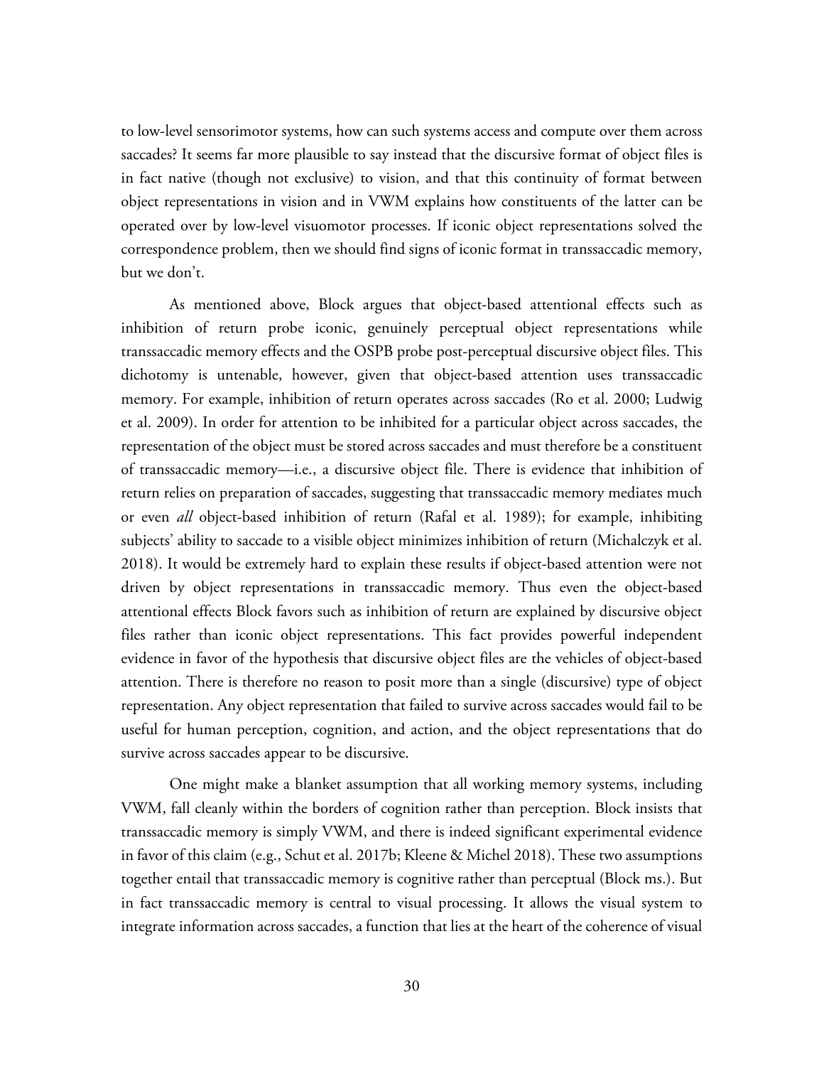to low-level sensorimotor systems, how can such systems access and compute over them across saccades? It seems far more plausible to say instead that the discursive format of object files is in fact native (though not exclusive) to vision, and that this continuity of format between object representations in vision and in VWM explains how constituents of the latter can be operated over by low-level visuomotor processes. If iconic object representations solved the correspondence problem, then we should find signs of iconic format in transsaccadic memory, but we don't.

As mentioned above, Block argues that object-based attentional effects such as inhibition of return probe iconic, genuinely perceptual object representations while transsaccadic memory effects and the OSPB probe post-perceptual discursive object files. This dichotomy is untenable, however, given that object-based attention uses transsaccadic memory. For example, inhibition of return operates across saccades (Ro et al. 2000; Ludwig et al. 2009). In order for attention to be inhibited for a particular object across saccades, the representation of the object must be stored across saccades and must therefore be a constituent of transsaccadic memory—i.e., a discursive object file. There is evidence that inhibition of return relies on preparation of saccades, suggesting that transsaccadic memory mediates much or even *all* object-based inhibition of return (Rafal et al. 1989); for example, inhibiting subjects' ability to saccade to a visible object minimizes inhibition of return (Michalczyk et al. 2018). It would be extremely hard to explain these results if object-based attention were not driven by object representations in transsaccadic memory. Thus even the object-based attentional effects Block favors such as inhibition of return are explained by discursive object files rather than iconic object representations. This fact provides powerful independent evidence in favor of the hypothesis that discursive object files are the vehicles of object-based attention. There is therefore no reason to posit more than a single (discursive) type of object representation. Any object representation that failed to survive across saccades would fail to be useful for human perception, cognition, and action, and the object representations that do survive across saccades appear to be discursive.

One might make a blanket assumption that all working memory systems, including VWM, fall cleanly within the borders of cognition rather than perception. Block insists that transsaccadic memory is simply VWM, and there is indeed significant experimental evidence in favor of this claim (e.g., Schut et al. 2017b; Kleene & Michel 2018). These two assumptions together entail that transsaccadic memory is cognitive rather than perceptual (Block ms.). But in fact transsaccadic memory is central to visual processing. It allows the visual system to integrate information across saccades, a function that lies at the heart of the coherence of visual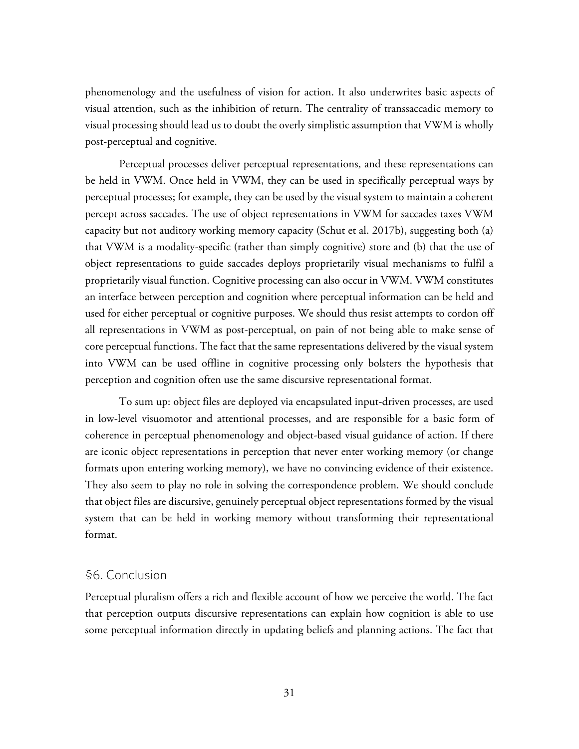phenomenology and the usefulness of vision for action. It also underwrites basic aspects of visual attention, such as the inhibition of return. The centrality of transsaccadic memory to visual processing should lead us to doubt the overly simplistic assumption that VWM is wholly post-perceptual and cognitive.

Perceptual processes deliver perceptual representations, and these representations can be held in VWM. Once held in VWM, they can be used in specifically perceptual ways by perceptual processes; for example, they can be used by the visual system to maintain a coherent percept across saccades. The use of object representations in VWM for saccades taxes VWM capacity but not auditory working memory capacity (Schut et al. 2017b), suggesting both (a) that VWM is a modality-specific (rather than simply cognitive) store and (b) that the use of object representations to guide saccades deploys proprietarily visual mechanisms to fulfil a proprietarily visual function. Cognitive processing can also occur in VWM. VWM constitutes an interface between perception and cognition where perceptual information can be held and used for either perceptual or cognitive purposes. We should thus resist attempts to cordon off all representations in VWM as post-perceptual, on pain of not being able to make sense of core perceptual functions. The fact that the same representations delivered by the visual system into VWM can be used offline in cognitive processing only bolsters the hypothesis that perception and cognition often use the same discursive representational format.

To sum up: object files are deployed via encapsulated input-driven processes, are used in low-level visuomotor and attentional processes, and are responsible for a basic form of coherence in perceptual phenomenology and object-based visual guidance of action. If there are iconic object representations in perception that never enter working memory (or change formats upon entering working memory), we have no convincing evidence of their existence. They also seem to play no role in solving the correspondence problem. We should conclude that object files are discursive, genuinely perceptual object representations formed by the visual system that can be held in working memory without transforming their representational format.

## §6. Conclusion

Perceptual pluralism offers a rich and flexible account of how we perceive the world. The fact that perception outputs discursive representations can explain how cognition is able to use some perceptual information directly in updating beliefs and planning actions. The fact that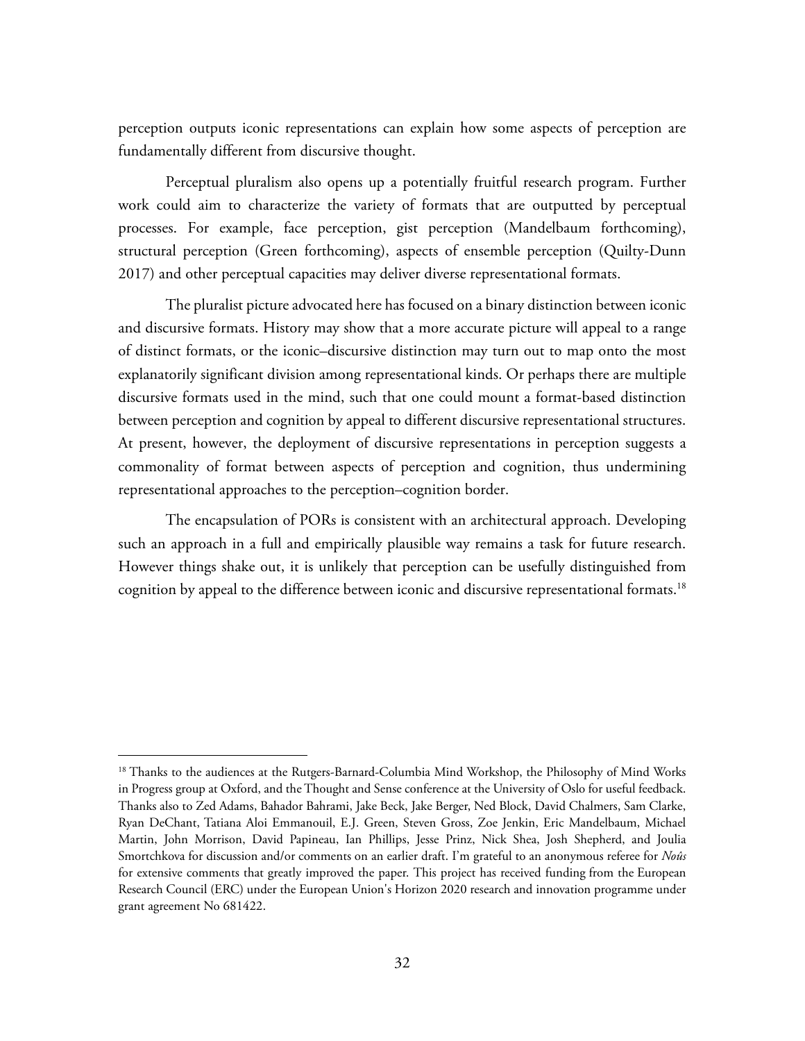perception outputs iconic representations can explain how some aspects of perception are fundamentally different from discursive thought.

Perceptual pluralism also opens up a potentially fruitful research program. Further work could aim to characterize the variety of formats that are outputted by perceptual processes. For example, face perception, gist perception (Mandelbaum forthcoming), structural perception (Green forthcoming), aspects of ensemble perception (Quilty-Dunn 2017) and other perceptual capacities may deliver diverse representational formats.

The pluralist picture advocated here has focused on a binary distinction between iconic and discursive formats. History may show that a more accurate picture will appeal to a range of distinct formats, or the iconic–discursive distinction may turn out to map onto the most explanatorily significant division among representational kinds. Or perhaps there are multiple discursive formats used in the mind, such that one could mount a format-based distinction between perception and cognition by appeal to different discursive representational structures. At present, however, the deployment of discursive representations in perception suggests a commonality of format between aspects of perception and cognition, thus undermining representational approaches to the perception–cognition border.

The encapsulation of PORs is consistent with an architectural approach. Developing such an approach in a full and empirically plausible way remains a task for future research. However things shake out, it is unlikely that perception can be usefully distinguished from cognition by appeal to the difference between iconic and discursive representational formats.[18]

---

[18] Thanks to the audiences at the Rutgers-Barnard-Columbia Mind Workshop, the Philosophy of Mind Works in Progress group at Oxford, and the Thought and Sense conference at the University of Oslo for useful feedback. Thanks also to Zed Adams, Bahador Bahrami, Jake Beck, Jake Berger, Ned Block, David Chalmers, Sam Clarke, Ryan DeChant, Tatiana Aloi Emmanouil, E.J. Green, Steven Gross, Zoe Jenkin, Eric Mandelbaum, Michael Martin, John Morrison, David Papineau, Ian Phillips, Jesse Prinz, Nick Shea, Josh Shepherd, and Joulia Smortchkova for discussion and/or comments on an earlier draft. I'm grateful to an anonymous referee for *Noûs* for extensive comments that greatly improved the paper. This project has received funding from the European Research Council (ERC) under the European Union's Horizon 2020 research and innovation programme under grant agreement No 681422.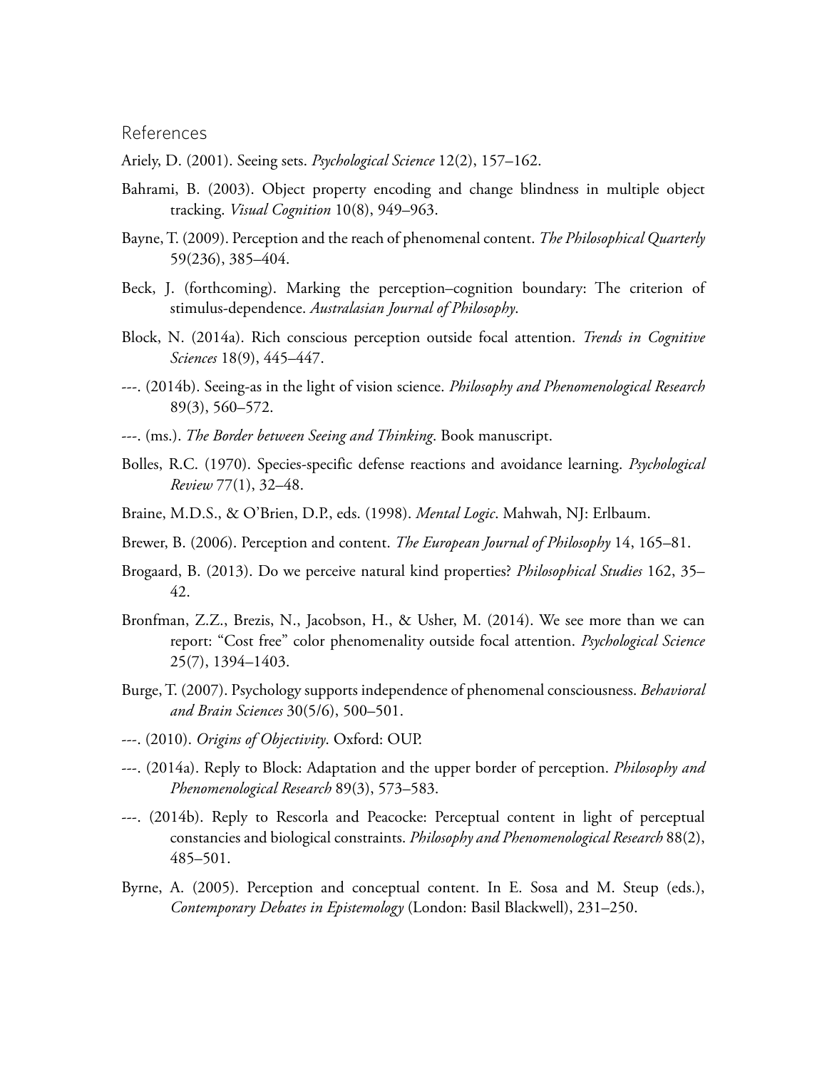## References

Ariely, D. (2001). Seeing sets. *Psychological Science* 12(2), 157–162.

Bahrami, B. (2003). Object property encoding and change blindness in multiple object tracking. *Visual Cognition* 10(8), 949–963.

Bayne, T. (2009). Perception and the reach of phenomenal content. *The Philosophical Quarterly* 59(236), 385–404.

Beck, J. (forthcoming). Marking the perception–cognition boundary: The criterion of stimulus-dependence. *Australasian Journal of Philosophy*.

Block, N. (2014a). Rich conscious perception outside focal attention. *Trends in Cognitive Sciences* 18(9), 445–447.

---. (2014b). Seeing-as in the light of vision science. *Philosophy and Phenomenological Research* 89(3), 560–572.

---. (ms.). *The Border between Seeing and Thinking*. Book manuscript.

Bolles, R.C. (1970). Species-specific defense reactions and avoidance learning. *Psychological Review* 77(1), 32–48.

Braine, M.D.S., & O'Brien, D.P., eds. (1998). *Mental Logic*. Mahwah, NJ: Erlbaum.

Brewer, B. (2006). Perception and content. *The European Journal of Philosophy* 14, 165–81.

Brogaard, B. (2013). Do we perceive natural kind properties? *Philosophical Studies* 162, 35–42.

Bronfman, Z.Z., Brezis, N., Jacobson, H., & Usher, M. (2014). We see more than we can report: "Cost free" color phenomenality outside focal attention. *Psychological Science* 25(7), 1394–1403.

Burge, T. (2007). Psychology supports independence of phenomenal consciousness. *Behavioral and Brain Sciences* 30(5/6), 500–501.

---. (2010). *Origins of Objectivity*. Oxford: OUP.

---. (2014a). Reply to Block: Adaptation and the upper border of perception. *Philosophy and Phenomenological Research* 89(3), 573–583.

---. (2014b). Reply to Rescorla and Peacocke: Perceptual content in light of perceptual constancies and biological constraints. *Philosophy and Phenomenological Research* 88(2), 485–501.

Byrne, A. (2005). Perception and conceptual content. In E. Sosa and M. Steup (eds.), *Contemporary Debates in Epistemology* (London: Basil Blackwell), 231–250.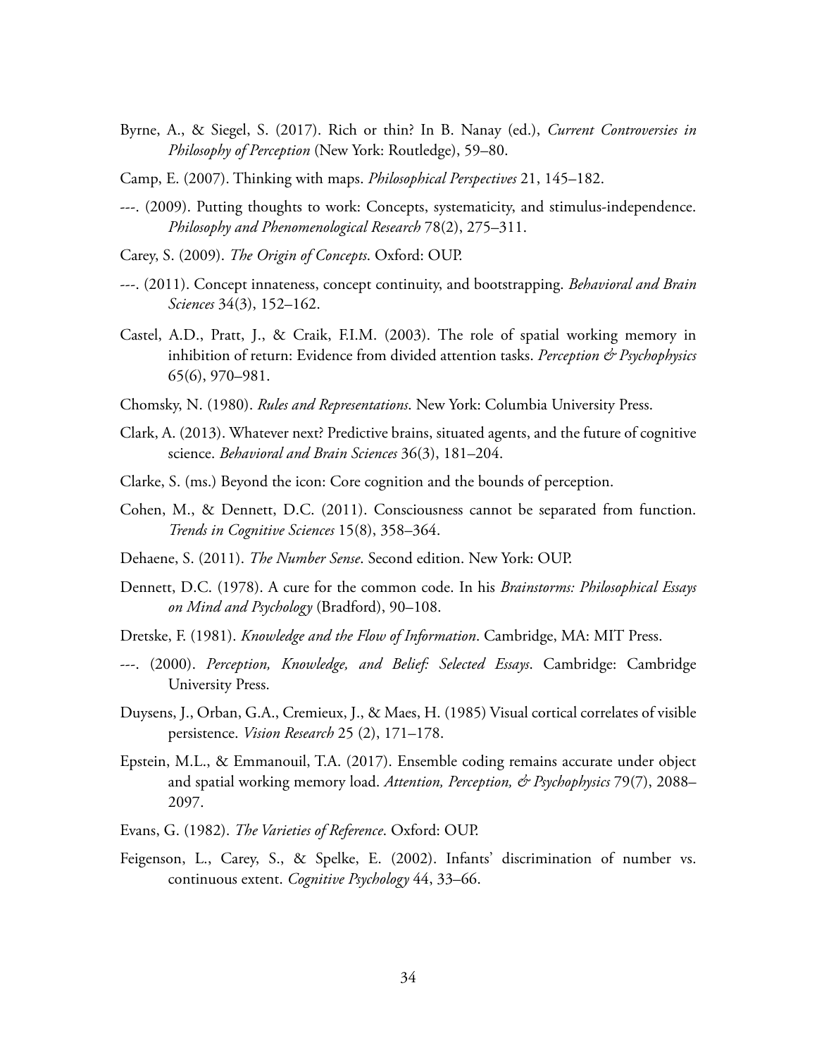Byrne, A., & Siegel, S. (2017). Rich or thin? In B. Nanay (ed.), *Current Controversies in Philosophy of Perception* (New York: Routledge), 59–80.

Camp, E. (2007). Thinking with maps. *Philosophical Perspectives* 21, 145–182.

---. (2009). Putting thoughts to work: Concepts, systematicity, and stimulus-independence. *Philosophy and Phenomenological Research* 78(2), 275–311.

Carey, S. (2009). *The Origin of Concepts*. Oxford: OUP.

---. (2011). Concept innateness, concept continuity, and bootstrapping. *Behavioral and Brain Sciences* 34(3), 152–162.

Castel, A.D., Pratt, J., & Craik, F.I.M. (2003). The role of spatial working memory in inhibition of return: Evidence from divided attention tasks. *Perception & Psychophysics* 65(6), 970–981.

Chomsky, N. (1980). *Rules and Representations*. New York: Columbia University Press.

Clark, A. (2013). Whatever next? Predictive brains, situated agents, and the future of cognitive science. *Behavioral and Brain Sciences* 36(3), 181–204.

Clarke, S. (ms.) Beyond the icon: Core cognition and the bounds of perception.

Cohen, M., & Dennett, D.C. (2011). Consciousness cannot be separated from function. *Trends in Cognitive Sciences* 15(8), 358–364.

Dehaene, S. (2011). *The Number Sense*. Second edition. New York: OUP.

Dennett, D.C. (1978). A cure for the common code. In his *Brainstorms: Philosophical Essays on Mind and Psychology* (Bradford), 90–108.

Dretske, F. (1981). *Knowledge and the Flow of Information*. Cambridge, MA: MIT Press.

---. (2000). *Perception, Knowledge, and Belief: Selected Essays*. Cambridge: Cambridge University Press.

Duysens, J., Orban, G.A., Cremieux, J., & Maes, H. (1985) Visual cortical correlates of visible persistence. *Vision Research* 25 (2), 171–178.

Epstein, M.L., & Emmanouil, T.A. (2017). Ensemble coding remains accurate under object and spatial working memory load. *Attention, Perception, & Psychophysics* 79(7), 2088–2097.

Evans, G. (1982). *The Varieties of Reference*. Oxford: OUP.

Feigenson, L., Carey, S., & Spelke, E. (2002). Infants' discrimination of number vs. continuous extent. *Cognitive Psychology* 44, 33–66.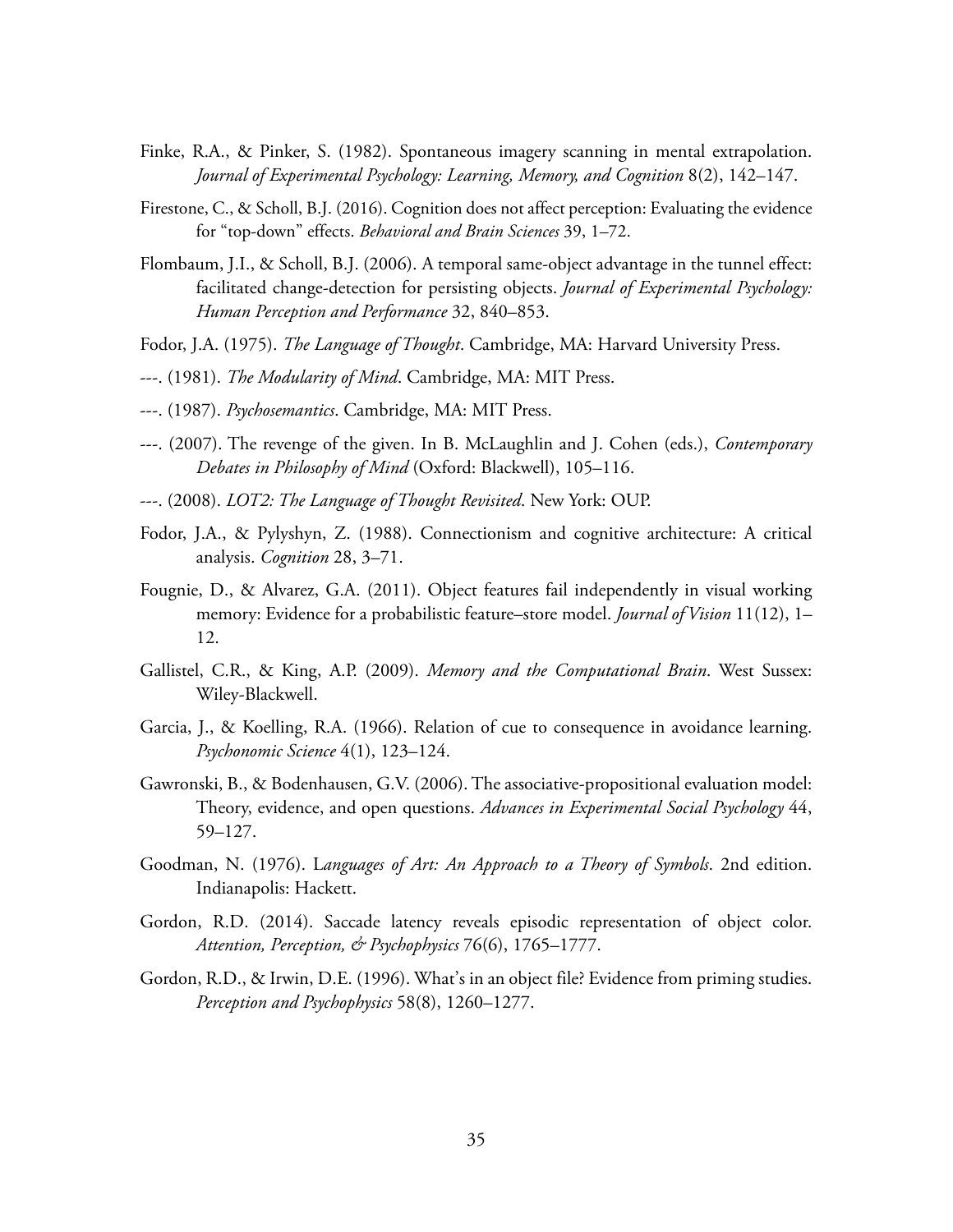Finke, R.A., & Pinker, S. (1982). Spontaneous imagery scanning in mental extrapolation. *Journal of Experimental Psychology: Learning, Memory, and Cognition* 8(2), 142–147.

Firestone, C., & Scholl, B.J. (2016). Cognition does not affect perception: Evaluating the evidence for "top-down" effects. *Behavioral and Brain Sciences* 39, 1–72.

Flombaum, J.I., & Scholl, B.J. (2006). A temporal same-object advantage in the tunnel effect: facilitated change-detection for persisting objects. *Journal of Experimental Psychology: Human Perception and Performance* 32, 840–853.

Fodor, J.A. (1975). *The Language of Thought*. Cambridge, MA: Harvard University Press.

---. (1981). *The Modularity of Mind*. Cambridge, MA: MIT Press.

---. (1987). *Psychosemantics*. Cambridge, MA: MIT Press.

---. (2007). The revenge of the given. In B. McLaughlin and J. Cohen (eds.), *Contemporary Debates in Philosophy of Mind* (Oxford: Blackwell), 105–116.

---. (2008). *LOT2: The Language of Thought Revisited*. New York: OUP.

Fodor, J.A., & Pylyshyn, Z. (1988). Connectionism and cognitive architecture: A critical analysis. *Cognition* 28, 3–71.

Fougnie, D., & Alvarez, G.A. (2011). Object features fail independently in visual working memory: Evidence for a probabilistic feature–store model. *Journal of Vision* 11(12), 1–12.

Gallistel, C.R., & King, A.P. (2009). *Memory and the Computational Brain*. West Sussex: Wiley-Blackwell.

Garcia, J., & Koelling, R.A. (1966). Relation of cue to consequence in avoidance learning. *Psychonomic Science* 4(1), 123–124.

Gawronski, B., & Bodenhausen, G.V. (2006). The associative-propositional evaluation model: Theory, evidence, and open questions. *Advances in Experimental Social Psychology* 44, 59–127.

Goodman, N. (1976). L*anguages of Art: An Approach to a Theory of Symbols*. 2nd edition. Indianapolis: Hackett.

Gordon, R.D. (2014). Saccade latency reveals episodic representation of object color. *Attention, Perception, & Psychophysics* 76(6), 1765–1777.

Gordon, R.D., & Irwin, D.E. (1996). What's in an object file? Evidence from priming studies. *Perception and Psychophysics* 58(8), 1260–1277.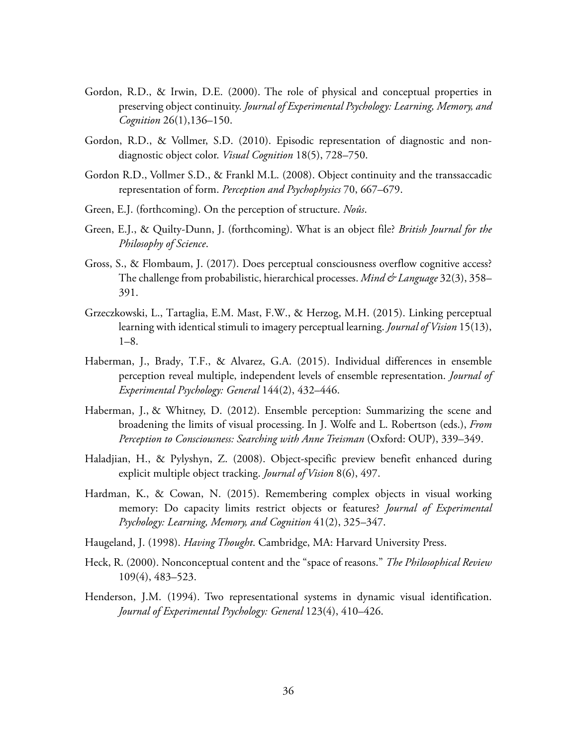Gordon, R.D., & Irwin, D.E. (2000). The role of physical and conceptual properties in preserving object continuity. *Journal of Experimental Psychology: Learning, Memory, and Cognition* 26(1),136–150.

Gordon, R.D., & Vollmer, S.D. (2010). Episodic representation of diagnostic and non-diagnostic object color. *Visual Cognition* 18(5), 728–750.

Gordon R.D., Vollmer S.D., & Frankl M.L. (2008). Object continuity and the transsaccadic representation of form. *Perception and Psychophysics* 70, 667–679.

Green, E.J. (forthcoming). On the perception of structure. *Noûs*.

Green, E.J., & Quilty-Dunn, J. (forthcoming). What is an object file? *British Journal for the Philosophy of Science*.

Gross, S., & Flombaum, J. (2017). Does perceptual consciousness overflow cognitive access? The challenge from probabilistic, hierarchical processes. *Mind & Language* 32(3), 358–391.

Grzeczkowski, L., Tartaglia, E.M. Mast, F.W., & Herzog, M.H. (2015). Linking perceptual learning with identical stimuli to imagery perceptual learning. *Journal of Vision* 15(13), 1–8.

Haberman, J., Brady, T.F., & Alvarez, G.A. (2015). Individual differences in ensemble perception reveal multiple, independent levels of ensemble representation. *Journal of Experimental Psychology: General* 144(2), 432–446.

Haberman, J., & Whitney, D. (2012). Ensemble perception: Summarizing the scene and broadening the limits of visual processing. In J. Wolfe and L. Robertson (eds.), *From Perception to Consciousness: Searching with Anne Treisman* (Oxford: OUP), 339–349.

Haladjian, H., & Pylyshyn, Z. (2008). Object-specific preview benefit enhanced during explicit multiple object tracking. *Journal of Vision* 8(6), 497.

Hardman, K., & Cowan, N. (2015). Remembering complex objects in visual working memory: Do capacity limits restrict objects or features? *Journal of Experimental Psychology: Learning, Memory, and Cognition* 41(2), 325–347.

Haugeland, J. (1998). *Having Thought*. Cambridge, MA: Harvard University Press.

Heck, R. (2000). Nonconceptual content and the "space of reasons." *The Philosophical Review* 109(4), 483–523.

Henderson, J.M. (1994). Two representational systems in dynamic visual identification. *Journal of Experimental Psychology: General* 123(4), 410–426.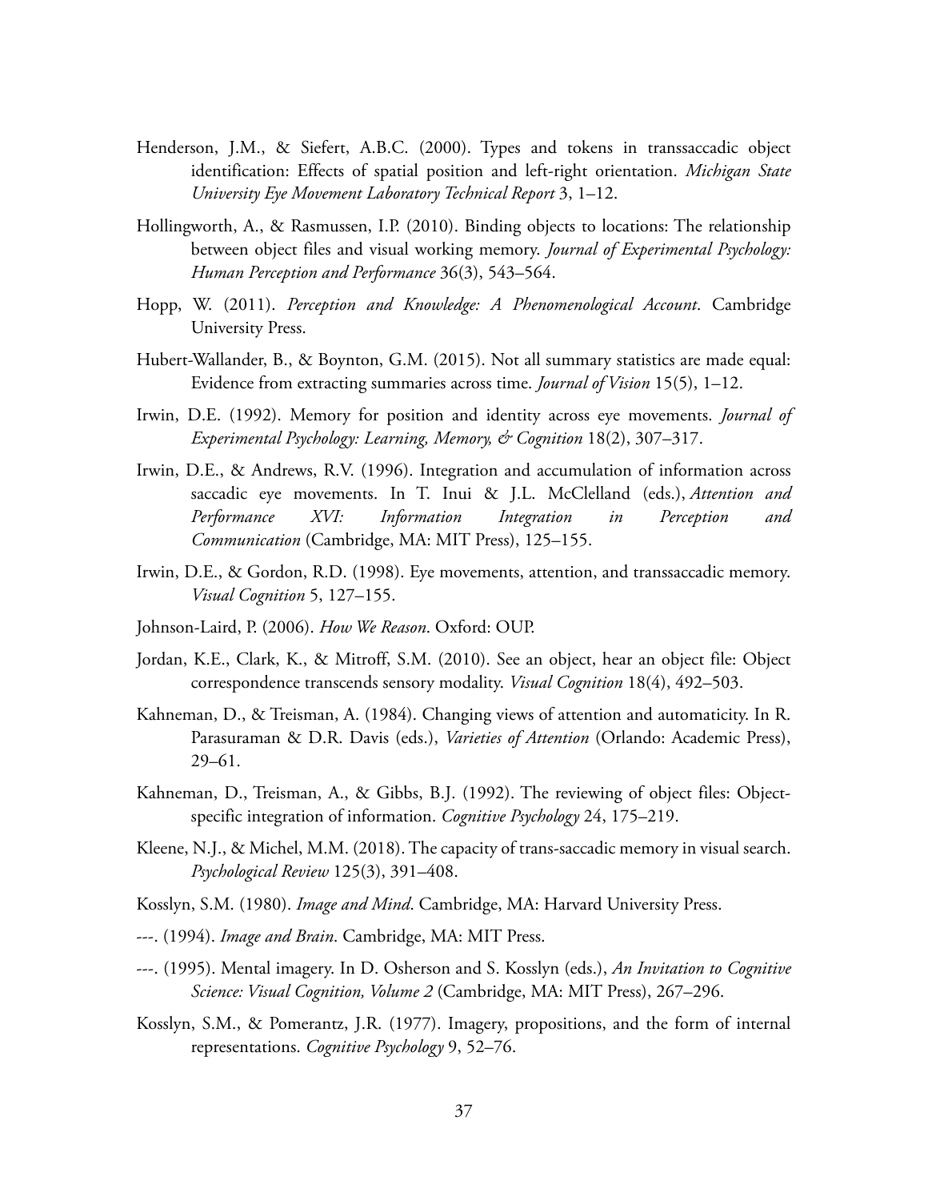Henderson, J.M., & Siefert, A.B.C. (2000). Types and tokens in transsaccadic object identification: Effects of spatial position and left-right orientation. *Michigan State University Eye Movement Laboratory Technical Report* 3, 1–12.

Hollingworth, A., & Rasmussen, I.P. (2010). Binding objects to locations: The relationship between object files and visual working memory. *Journal of Experimental Psychology: Human Perception and Performance* 36(3), 543–564.

Hopp, W. (2011). *Perception and Knowledge: A Phenomenological Account*. Cambridge University Press.

Hubert-Wallander, B., & Boynton, G.M. (2015). Not all summary statistics are made equal: Evidence from extracting summaries across time. *Journal of Vision* 15(5), 1–12.

Irwin, D.E. (1992). Memory for position and identity across eye movements. *Journal of Experimental Psychology: Learning, Memory, & Cognition* 18(2), 307–317.

Irwin, D.E., & Andrews, R.V. (1996). Integration and accumulation of information across saccadic eye movements. In T. Inui & J.L. McClelland (eds.), *Attention and Performance XVI: Information Integration in Perception and Communication* (Cambridge, MA: MIT Press), 125–155.

Irwin, D.E., & Gordon, R.D. (1998). Eye movements, attention, and transsaccadic memory. *Visual Cognition* 5, 127–155.

Johnson-Laird, P. (2006). *How We Reason*. Oxford: OUP.

Jordan, K.E., Clark, K., & Mitroff, S.M. (2010). See an object, hear an object file: Object correspondence transcends sensory modality. *Visual Cognition* 18(4), 492–503.

Kahneman, D., & Treisman, A. (1984). Changing views of attention and automaticity. In R. Parasuraman & D.R. Davis (eds.), *Varieties of Attention* (Orlando: Academic Press), 29–61.

Kahneman, D., Treisman, A., & Gibbs, B.J. (1992). The reviewing of object files: Object-specific integration of information. *Cognitive Psychology* 24, 175–219.

Kleene, N.J., & Michel, M.M. (2018). The capacity of trans-saccadic memory in visual search. *Psychological Review* 125(3), 391–408.

Kosslyn, S.M. (1980). *Image and Mind*. Cambridge, MA: Harvard University Press.

---. (1994). *Image and Brain*. Cambridge, MA: MIT Press.

---. (1995). Mental imagery. In D. Osherson and S. Kosslyn (eds.), *An Invitation to Cognitive Science: Visual Cognition, Volume 2* (Cambridge, MA: MIT Press), 267–296.

Kosslyn, S.M., & Pomerantz, J.R. (1977). Imagery, propositions, and the form of internal representations. *Cognitive Psychology* 9, 52–76.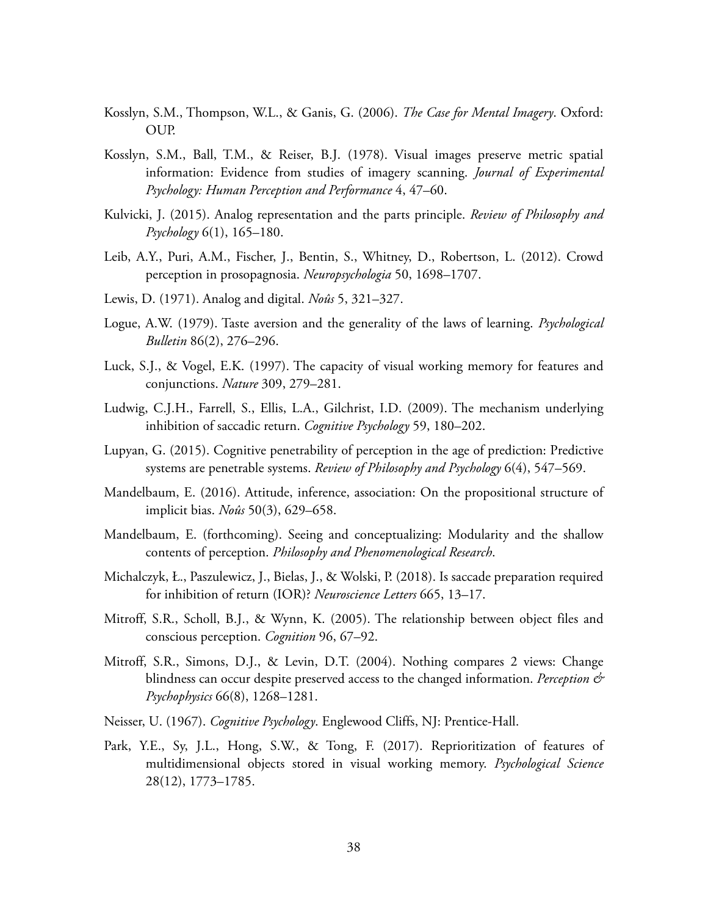Kosslyn, S.M., Thompson, W.L., & Ganis, G. (2006). *The Case for Mental Imagery*. Oxford: OUP.

Kosslyn, S.M., Ball, T.M., & Reiser, B.J. (1978). Visual images preserve metric spatial information: Evidence from studies of imagery scanning. *Journal of Experimental Psychology: Human Perception and Performance* 4, 47–60.

Kulvicki, J. (2015). Analog representation and the parts principle. *Review of Philosophy and Psychology* 6(1), 165–180.

Leib, A.Y., Puri, A.M., Fischer, J., Bentin, S., Whitney, D., Robertson, L. (2012). Crowd perception in prosopagnosia. *Neuropsychologia* 50, 1698–1707.

Lewis, D. (1971). Analog and digital. *Noûs* 5, 321–327.

Logue, A.W. (1979). Taste aversion and the generality of the laws of learning. *Psychological Bulletin* 86(2), 276–296.

Luck, S.J., & Vogel, E.K. (1997). The capacity of visual working memory for features and conjunctions. *Nature* 309, 279–281.

Ludwig, C.J.H., Farrell, S., Ellis, L.A., Gilchrist, I.D. (2009). The mechanism underlying inhibition of saccadic return. *Cognitive Psychology* 59, 180–202.

Lupyan, G. (2015). Cognitive penetrability of perception in the age of prediction: Predictive systems are penetrable systems. *Review of Philosophy and Psychology* 6(4), 547–569.

Mandelbaum, E. (2016). Attitude, inference, association: On the propositional structure of implicit bias. *Noûs* 50(3), 629–658.

Mandelbaum, E. (forthcoming). Seeing and conceptualizing: Modularity and the shallow contents of perception. *Philosophy and Phenomenological Research*.

Michalczyk, Ł., Paszulewicz, J., Bielas, J., & Wolski, P. (2018). Is saccade preparation required for inhibition of return (IOR)? *Neuroscience Letters* 665, 13–17.

Mitroff, S.R., Scholl, B.J., & Wynn, K. (2005). The relationship between object files and conscious perception. *Cognition* 96, 67–92.

Mitroff, S.R., Simons, D.J., & Levin, D.T. (2004). Nothing compares 2 views: Change blindness can occur despite preserved access to the changed information. *Perception & Psychophysics* 66(8), 1268–1281.

Neisser, U. (1967). *Cognitive Psychology*. Englewood Cliffs, NJ: Prentice-Hall.

Park, Y.E., Sy, J.L., Hong, S.W., & Tong, F. (2017). Reprioritization of features of multidimensional objects stored in visual working memory. *Psychological Science* 28(12), 1773–1785.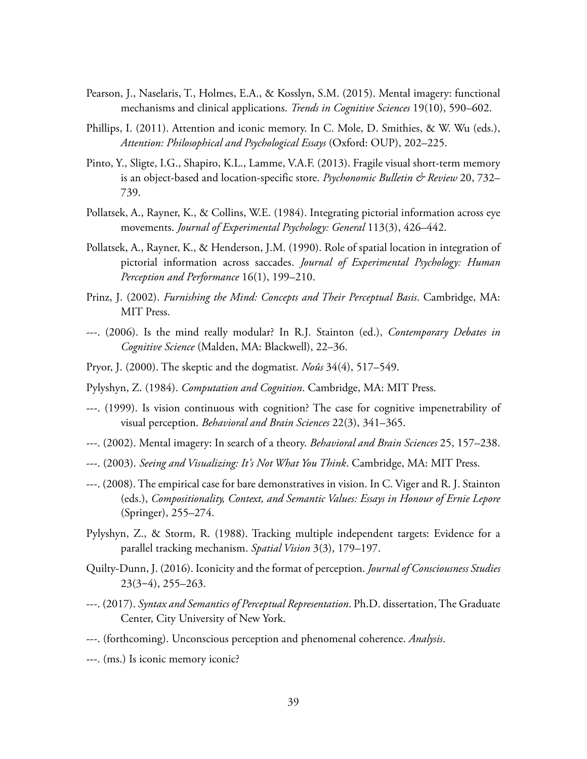Pearson, J., Naselaris, T., Holmes, E.A., & Kosslyn, S.M. (2015). Mental imagery: functional mechanisms and clinical applications. *Trends in Cognitive Sciences* 19(10), 590–602.

Phillips, I. (2011). Attention and iconic memory. In C. Mole, D. Smithies, & W. Wu (eds.), *Attention: Philosophical and Psychological Essays* (Oxford: OUP), 202–225.

Pinto, Y., Sligte, I.G., Shapiro, K.L., Lamme, V.A.F. (2013). Fragile visual short-term memory is an object-based and location-specific store. *Psychonomic Bulletin & Review* 20, 732–739.

Pollatsek, A., Rayner, K., & Collins, W.E. (1984). Integrating pictorial information across eye movements. *Journal of Experimental Psychology: General* 113(3), 426–442.

Pollatsek, A., Rayner, K., & Henderson, J.M. (1990). Role of spatial location in integration of pictorial information across saccades. *Journal of Experimental Psychology: Human Perception and Performance* 16(1), 199–210.

Prinz, J. (2002). *Furnishing the Mind: Concepts and Their Perceptual Basis*. Cambridge, MA: MIT Press.

---. (2006). Is the mind really modular? In R.J. Stainton (ed.), *Contemporary Debates in Cognitive Science* (Malden, MA: Blackwell), 22–36.

Pryor, J. (2000). The skeptic and the dogmatist. *Noûs* 34(4), 517–549.

Pylyshyn, Z. (1984). *Computation and Cognition*. Cambridge, MA: MIT Press.

---. (1999). Is vision continuous with cognition? The case for cognitive impenetrability of visual perception. *Behavioral and Brain Sciences* 22(3), 341–365.

---. (2002). Mental imagery: In search of a theory. *Behavioral and Brain Sciences* 25, 157–238.

---. (2003). *Seeing and Visualizing: It's Not What You Think*. Cambridge, MA: MIT Press.

---. (2008). The empirical case for bare demonstratives in vision. In C. Viger and R. J. Stainton (eds.), *Compositionality, Context, and Semantic Values: Essays in Honour of Ernie Lepore* (Springer), 255–274.

Pylyshyn, Z., & Storm, R. (1988). Tracking multiple independent targets: Evidence for a parallel tracking mechanism. *Spatial Vision* 3(3), 179–197.

Quilty-Dunn, J. (2016). Iconicity and the format of perception. *Journal of Consciousness Studies* 23(3−4), 255–263.

---. (2017). *Syntax and Semantics of Perceptual Representation*. Ph.D. dissertation, The Graduate Center, City University of New York.

---. (forthcoming). Unconscious perception and phenomenal coherence. *Analysis*.

---. (ms.) Is iconic memory iconic?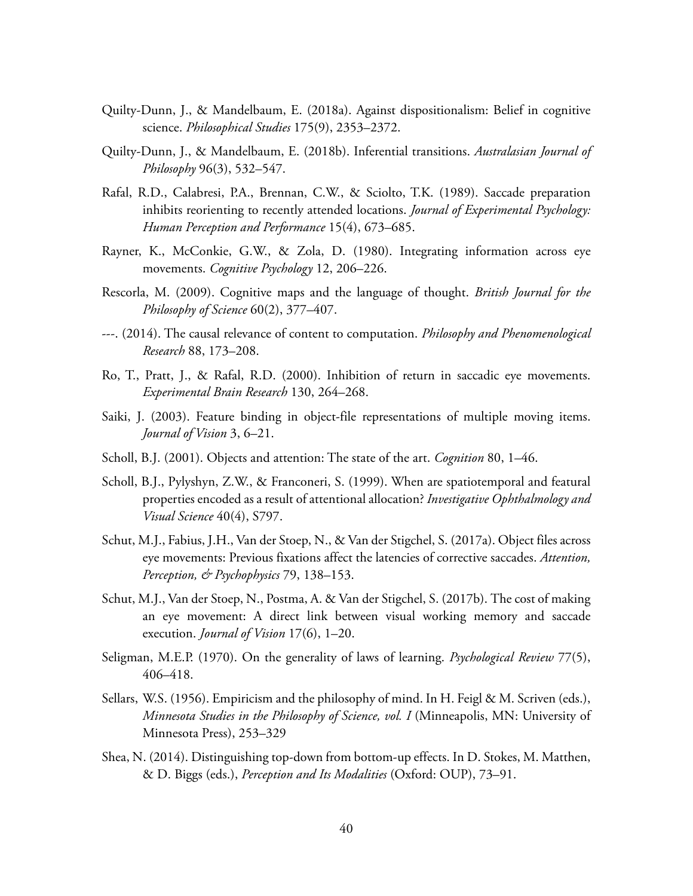Quilty-Dunn, J., & Mandelbaum, E. (2018a). Against dispositionalism: Belief in cognitive science. *Philosophical Studies* 175(9), 2353–2372.

Quilty-Dunn, J., & Mandelbaum, E. (2018b). Inferential transitions. *Australasian Journal of Philosophy* 96(3), 532–547.

Rafal, R.D., Calabresi, P.A., Brennan, C.W., & Sciolto, T.K. (1989). Saccade preparation inhibits reorienting to recently attended locations. *Journal of Experimental Psychology: Human Perception and Performance* 15(4), 673–685.

Rayner, K., McConkie, G.W., & Zola, D. (1980). Integrating information across eye movements. *Cognitive Psychology* 12, 206–226.

Rescorla, M. (2009). Cognitive maps and the language of thought. *British Journal for the Philosophy of Science* 60(2), 377–407.

---. (2014). The causal relevance of content to computation. *Philosophy and Phenomenological Research* 88, 173–208.

Ro, T., Pratt, J., & Rafal, R.D. (2000). Inhibition of return in saccadic eye movements. *Experimental Brain Research* 130, 264–268.

Saiki, J. (2003). Feature binding in object-file representations of multiple moving items. *Journal of Vision* 3, 6–21.

Scholl, B.J. (2001). Objects and attention: The state of the art. *Cognition* 80, 1–46.

Scholl, B.J., Pylyshyn, Z.W., & Franconeri, S. (1999). When are spatiotemporal and featural properties encoded as a result of attentional allocation? *Investigative Ophthalmology and Visual Science* 40(4), S797.

Schut, M.J., Fabius, J.H., Van der Stoep, N., & Van der Stigchel, S. (2017a). Object files across eye movements: Previous fixations affect the latencies of corrective saccades. *Attention, Perception, & Psychophysics* 79, 138–153.

Schut, M.J., Van der Stoep, N., Postma, A. & Van der Stigchel, S. (2017b). The cost of making an eye movement: A direct link between visual working memory and saccade execution. *Journal of Vision* 17(6), 1–20.

Seligman, M.E.P. (1970). On the generality of laws of learning. *Psychological Review* 77(5), 406–418.

Sellars, W.S. (1956). Empiricism and the philosophy of mind. In H. Feigl & M. Scriven (eds.), *Minnesota Studies in the Philosophy of Science, vol. I* (Minneapolis, MN: University of Minnesota Press), 253–329

Shea, N. (2014). Distinguishing top-down from bottom-up effects. In D. Stokes, M. Matthen, & D. Biggs (eds.), *Perception and Its Modalities* (Oxford: OUP), 73–91.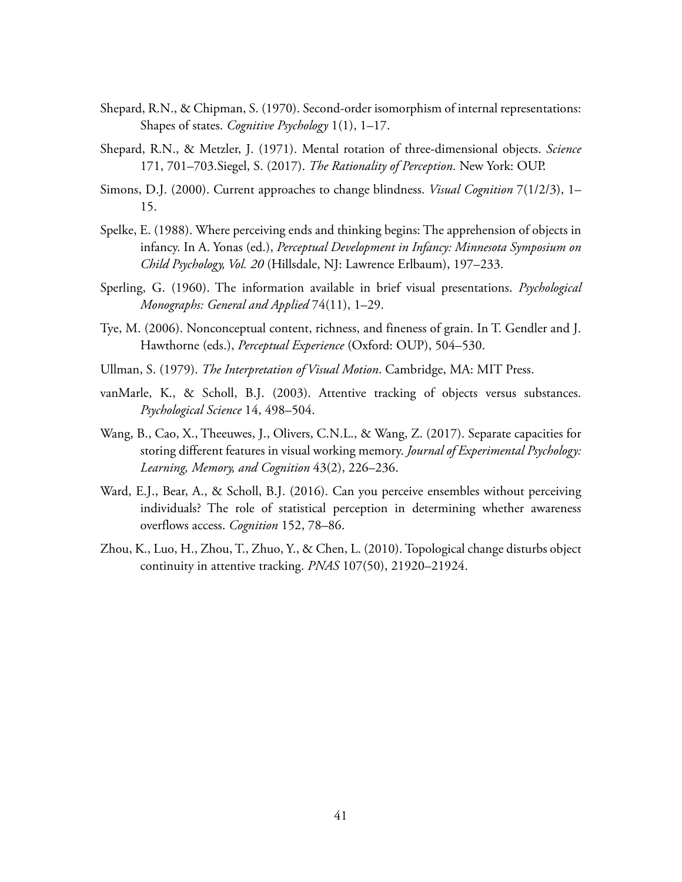Shepard, R.N., & Chipman, S. (1970). Second-order isomorphism of internal representations: Shapes of states. *Cognitive Psychology* 1(1), 1–17.

Shepard, R.N., & Metzler, J. (1971). Mental rotation of three-dimensional objects. *Science* 171, 701–703.Siegel, S. (2017). *The Rationality of Perception*. New York: OUP.

Simons, D.J. (2000). Current approaches to change blindness. *Visual Cognition* 7(1/2/3), 1–15.

Spelke, E. (1988). Where perceiving ends and thinking begins: The apprehension of objects in infancy. In A. Yonas (ed.), *Perceptual Development in Infancy: Minnesota Symposium on Child Psychology, Vol. 20* (Hillsdale, NJ: Lawrence Erlbaum), 197–233.

Sperling, G. (1960). The information available in brief visual presentations. *Psychological Monographs: General and Applied* 74(11), 1–29.

Tye, M. (2006). Nonconceptual content, richness, and fineness of grain. In T. Gendler and J. Hawthorne (eds.), *Perceptual Experience* (Oxford: OUP), 504–530.

Ullman, S. (1979). *The Interpretation of Visual Motion*. Cambridge, MA: MIT Press.

vanMarle, K., & Scholl, B.J. (2003). Attentive tracking of objects versus substances. *Psychological Science* 14, 498–504.

Wang, B., Cao, X., Theeuwes, J., Olivers, C.N.L., & Wang, Z. (2017). Separate capacities for storing different features in visual working memory. *Journal of Experimental Psychology: Learning, Memory, and Cognition* 43(2), 226–236.

Ward, E.J., Bear, A., & Scholl, B.J. (2016). Can you perceive ensembles without perceiving individuals? The role of statistical perception in determining whether awareness overflows access. *Cognition* 152, 78–86.

Zhou, K., Luo, H., Zhou, T., Zhuo, Y., & Chen, L. (2010). Topological change disturbs object continuity in attentive tracking. *PNAS* 107(50), 21920–21924.